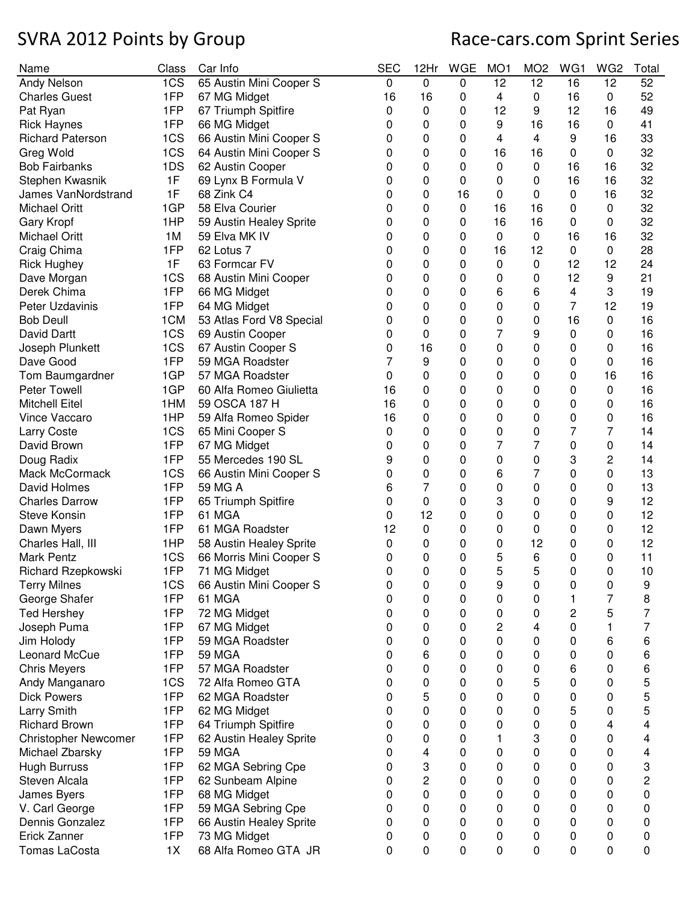# SVRA 2012 Points by Group

## Race-cars.com Sprint Series

| Name | Class | Car Info | SEC | 12Hr | WGE | MO1 | MO2 | WG1 | WG2 | Total |
|---|---|---|---|---|---|---|---|---|---|---|
| Andy Nelson | 1CS | 65 Austin Mini Cooper S | 0 | 0 | 0 | 12 | 12 | 16 | 12 | 52 |
| Charles Guest | 1FP | 67 MG Midget | 16 | 16 | 0 | 4 | 0 | 16 | 0 | 52 |
| Pat Ryan | 1FP | 67 Triumph Spitfire | 0 | 0 | 0 | 12 | 9 | 12 | 16 | 49 |
| Rick Haynes | 1FP | 66 MG Midget | 0 | 0 | 0 | 9 | 16 | 16 | 0 | 41 |
| Richard Paterson | 1CS | 66 Austin Mini Cooper S | 0 | 0 | 0 | 4 | 4 | 9 | 16 | 33 |
| Greg Wold | 1CS | 64 Austin Mini Cooper S | 0 | 0 | 0 | 16 | 16 | 0 | 0 | 32 |
| Bob Fairbanks | 1DS | 62 Austin Cooper | 0 | 0 | 0 | 0 | 0 | 16 | 16 | 32 |
| Stephen Kwasnik | 1F | 69 Lynx B Formula V | 0 | 0 | 0 | 0 | 0 | 16 | 16 | 32 |
| James VanNordstrand | 1F | 68 Zink C4 | 0 | 0 | 16 | 0 | 0 | 0 | 16 | 32 |
| Michael Oritt | 1GP | 58 Elva Courier | 0 | 0 | 0 | 16 | 16 | 0 | 0 | 32 |
| Gary Kropf | 1HP | 59 Austin Healey Sprite | 0 | 0 | 0 | 16 | 16 | 0 | 0 | 32 |
| Michael Oritt | 1M | 59 Elva MK IV | 0 | 0 | 0 | 0 | 0 | 16 | 16 | 32 |
| Craig Chima | 1FP | 62 Lotus 7 | 0 | 0 | 0 | 16 | 12 | 0 | 0 | 28 |
| Rick Hughey | 1F | 63 Formcar FV | 0 | 0 | 0 | 0 | 0 | 12 | 12 | 24 |
| Dave Morgan | 1CS | 68 Austin Mini Cooper | 0 | 0 | 0 | 0 | 0 | 12 | 9 | 21 |
| Derek Chima | 1FP | 66 MG Midget | 0 | 0 | 0 | 6 | 6 | 4 | 3 | 19 |
| Peter Uzdavinis | 1FP | 64 MG Midget | 0 | 0 | 0 | 0 | 0 | 7 | 12 | 19 |
| Bob Deull | 1CM | 53 Atlas Ford V8 Special | 0 | 0 | 0 | 0 | 0 | 16 | 0 | 16 |
| David Dartt | 1CS | 69 Austin Cooper | 0 | 0 | 0 | 7 | 9 | 0 | 0 | 16 |
| Joseph Plunkett | 1CS | 67 Austin Cooper S | 0 | 16 | 0 | 0 | 0 | 0 | 0 | 16 |
| Dave Good | 1FP | 59 MGA Roadster | 7 | 9 | 0 | 0 | 0 | 0 | 0 | 16 |
| Tom Baumgardner | 1GP | 57 MGA Roadster | 0 | 0 | 0 | 0 | 0 | 0 | 16 | 16 |
| Peter Towell | 1GP | 60 Alfa Romeo Giulietta | 16 | 0 | 0 | 0 | 0 | 0 | 0 | 16 |
| Mitchell Eitel | 1HM | 59 OSCA 187 H | 16 | 0 | 0 | 0 | 0 | 0 | 0 | 16 |
| Vince Vaccaro | 1HP | 59 Alfa Romeo Spider | 16 | 0 | 0 | 0 | 0 | 0 | 0 | 16 |
| Larry Coste | 1CS | 65 Mini Cooper S | 0 | 0 | 0 | 0 | 0 | 7 | 7 | 14 |
| David Brown | 1FP | 67 MG Midget | 0 | 0 | 0 | 7 | 7 | 0 | 0 | 14 |
| Doug Radix | 1FP | 55 Mercedes 190 SL | 9 | 0 | 0 | 0 | 0 | 3 | 2 | 14 |
| Mack McCormack | 1CS | 66 Austin Mini Cooper S | 0 | 0 | 0 | 6 | 7 | 0 | 0 | 13 |
| David Holmes | 1FP | 59 MG A | 6 | 7 | 0 | 0 | 0 | 0 | 0 | 13 |
| Charles Darrow | 1FP | 65 Triumph Spitfire | 0 | 0 | 0 | 3 | 0 | 0 | 9 | 12 |
| Steve Konsin | 1FP | 61 MGA | 0 | 12 | 0 | 0 | 0 | 0 | 0 | 12 |
| Dawn Myers | 1FP | 61 MGA Roadster | 12 | 0 | 0 | 0 | 0 | 0 | 0 | 12 |
| Charles Hall, III | 1HP | 58 Austin Healey Sprite | 0 | 0 | 0 | 0 | 12 | 0 | 0 | 12 |
| Mark Pentz | 1CS | 66 Morris Mini Cooper S | 0 | 0 | 0 | 5 | 6 | 0 | 0 | 11 |
| Richard Rzepkowski | 1FP | 71 MG Midget | 0 | 0 | 0 | 5 | 5 | 0 | 0 | 10 |
| Terry Milnes | 1CS | 66 Austin Mini Cooper S | 0 | 0 | 0 | 9 | 0 | 0 | 0 | 9 |
| George Shafer | 1FP | 61 MGA | 0 | 0 | 0 | 0 | 0 | 1 | 7 | 8 |
| Ted Hershey | 1FP | 72 MG Midget | 0 | 0 | 0 | 0 | 0 | 2 | 5 | 7 |
| Joseph Puma | 1FP | 67 MG Midget | 0 | 0 | 0 | 2 | 4 | 0 | 1 | 7 |
| Jim Holody | 1FP | 59 MGA Roadster | 0 | 0 | 0 | 0 | 0 | 0 | 6 | 6 |
| Leonard McCue | 1FP | 59 MGA | 0 | 6 | 0 | 0 | 0 | 0 | 0 | 6 |
| Chris Meyers | 1FP | 57 MGA Roadster | 0 | 0 | 0 | 0 | 0 | 6 | 0 | 6 |
| Andy Manganaro | 1CS | 72 Alfa Romeo GTA | 0 | 0 | 0 | 0 | 5 | 0 | 0 | 5 |
| Dick Powers | 1FP | 62 MGA Roadster | 0 | 5 | 0 | 0 | 0 | 0 | 0 | 5 |
| Larry Smith | 1FP | 62 MG Midget | 0 | 0 | 0 | 0 | 0 | 5 | 0 | 5 |
| Richard Brown | 1FP | 64 Triumph Spitfire | 0 | 0 | 0 | 0 | 0 | 0 | 4 | 4 |
| Christopher Newcomer | 1FP | 62 Austin Healey Sprite | 0 | 0 | 0 | 1 | 3 | 0 | 0 | 4 |
| Michael Zbarsky | 1FP | 59 MGA | 0 | 4 | 0 | 0 | 0 | 0 | 0 | 4 |
| Hugh Burruss | 1FP | 62 MGA Sebring Cpe | 0 | 3 | 0 | 0 | 0 | 0 | 0 | 3 |
| Steven Alcala | 1FP | 62 Sunbeam Alpine | 0 | 2 | 0 | 0 | 0 | 0 | 0 | 2 |
| James Byers | 1FP | 68 MG Midget | 0 | 0 | 0 | 0 | 0 | 0 | 0 | 0 |
| V. Carl George | 1FP | 59 MGA Sebring Cpe | 0 | 0 | 0 | 0 | 0 | 0 | 0 | 0 |
| Dennis Gonzalez | 1FP | 66 Austin Healey Sprite | 0 | 0 | 0 | 0 | 0 | 0 | 0 | 0 |
| Erick Zanner | 1FP | 73 MG Midget | 0 | 0 | 0 | 0 | 0 | 0 | 0 | 0 |
| Tomas LaCosta | 1X | 68 Alfa Romeo GTA JR | 0 | 0 | 0 | 0 | 0 | 0 | 0 | 0 |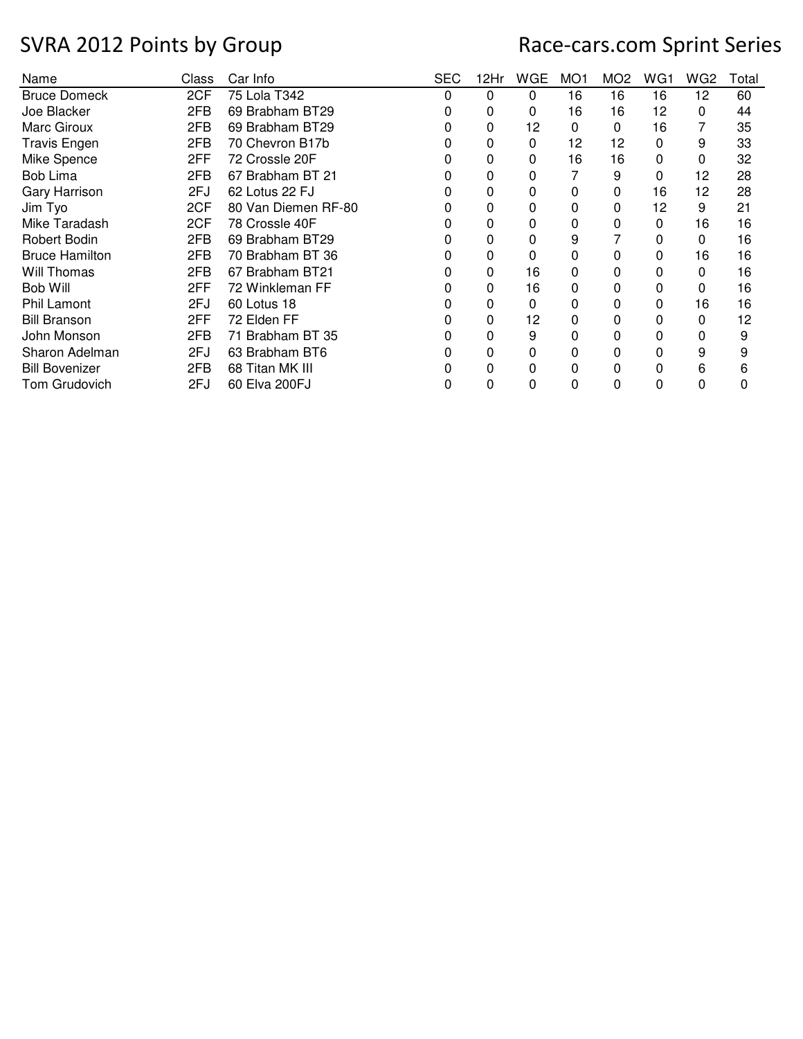# SVRA 2012 Points by Group

## Race-cars.com Sprint Series

| Name | Class | Car Info | SEC | 12Hr | WGE | MO1 | MO2 | WG1 | WG2 | Total |
|---|---|---|---|---|---|---|---|---|---|---|
| Bruce Domeck | 2CF | 75 Lola T342 | 0 | 0 | 0 | 16 | 16 | 16 | 12 | 60 |
| Joe Blacker | 2FB | 69 Brabham BT29 | 0 | 0 | 0 | 16 | 16 | 12 | 0 | 44 |
| Marc Giroux | 2FB | 69 Brabham BT29 | 0 | 0 | 12 | 0 | 0 | 16 | 7 | 35 |
| Travis Engen | 2FB | 70 Chevron B17b | 0 | 0 | 0 | 12 | 12 | 0 | 9 | 33 |
| Mike Spence | 2FF | 72 Crossle 20F | 0 | 0 | 0 | 16 | 16 | 0 | 0 | 32 |
| Bob Lima | 2FB | 67 Brabham BT 21 | 0 | 0 | 0 | 7 | 9 | 0 | 12 | 28 |
| Gary Harrison | 2FJ | 62 Lotus 22 FJ | 0 | 0 | 0 | 0 | 0 | 16 | 12 | 28 |
| Jim Tyo | 2CF | 80 Van Diemen RF-80 | 0 | 0 | 0 | 0 | 0 | 12 | 9 | 21 |
| Mike Taradash | 2CF | 78 Crossle 40F | 0 | 0 | 0 | 0 | 0 | 0 | 16 | 16 |
| Robert Bodin | 2FB | 69 Brabham BT29 | 0 | 0 | 0 | 9 | 7 | 0 | 0 | 16 |
| Bruce Hamilton | 2FB | 70 Brabham BT 36 | 0 | 0 | 0 | 0 | 0 | 0 | 16 | 16 |
| Will Thomas | 2FB | 67 Brabham BT21 | 0 | 0 | 16 | 0 | 0 | 0 | 0 | 16 |
| Bob Will | 2FF | 72 Winkleman FF | 0 | 0 | 16 | 0 | 0 | 0 | 0 | 16 |
| Phil Lamont | 2FJ | 60 Lotus 18 | 0 | 0 | 0 | 0 | 0 | 0 | 16 | 16 |
| Bill Branson | 2FF | 72 Elden FF | 0 | 0 | 12 | 0 | 0 | 0 | 0 | 12 |
| John Monson | 2FB | 71 Brabham BT 35 | 0 | 0 | 9 | 0 | 0 | 0 | 0 | 9 |
| Sharon Adelman | 2FJ | 63 Brabham BT6 | 0 | 0 | 0 | 0 | 0 | 0 | 9 | 9 |
| Bill Bovenizer | 2FB | 68 Titan MK III | 0 | 0 | 0 | 0 | 0 | 0 | 6 | 6 |
| Tom Grudovich | 2FJ | 60 Elva 200FJ | 0 | 0 | 0 | 0 | 0 | 0 | 0 | 0 |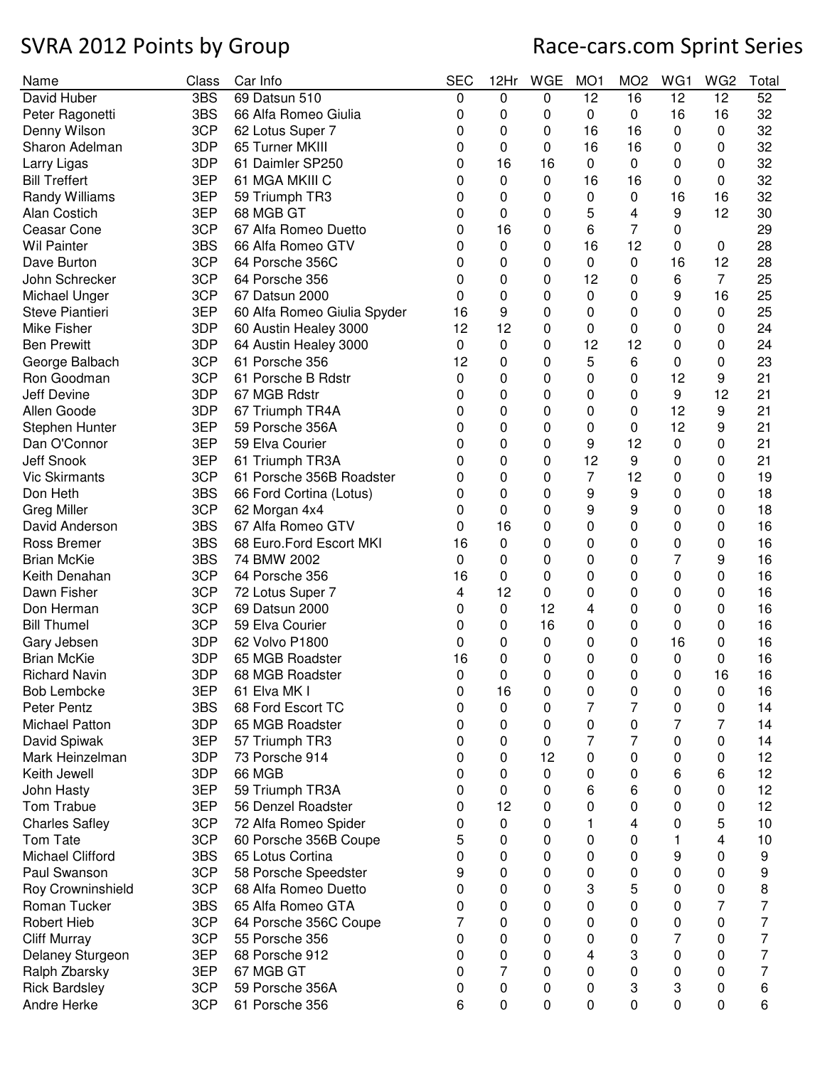# SVRA 2012 Points by Group

## Race-cars.com Sprint Series

| Name | Class | Car Info | SEC | 12Hr | WGE | MO1 | MO2 | WG1 | WG2 | Total |
|---|---|---|---|---|---|---|---|---|---|---|
| David Huber | 3BS | 69 Datsun 510 | 0 | 0 | 0 | 12 | 16 | 12 | 12 | 52 |
| Peter Ragonetti | 3BS | 66 Alfa Romeo Giulia | 0 | 0 | 0 | 0 | 0 | 16 | 16 | 32 |
| Denny Wilson | 3CP | 62 Lotus Super 7 | 0 | 0 | 0 | 16 | 16 | 0 | 0 | 32 |
| Sharon Adelman | 3DP | 65 Turner MKIII | 0 | 0 | 0 | 16 | 16 | 0 | 0 | 32 |
| Larry Ligas | 3DP | 61 Daimler SP250 | 0 | 16 | 16 | 0 | 0 | 0 | 0 | 32 |
| Bill Treffert | 3EP | 61 MGA MKIII C | 0 | 0 | 0 | 16 | 16 | 0 | 0 | 32 |
| Randy Williams | 3EP | 59 Triumph TR3 | 0 | 0 | 0 | 0 | 0 | 16 | 16 | 32 |
| Alan Costich | 3EP | 68 MGB GT | 0 | 0 | 0 | 5 | 4 | 9 | 12 | 30 |
| Ceasar Cone | 3CP | 67 Alfa Romeo Duetto | 0 | 16 | 0 | 6 | 7 | 0 | | 29 |
| Wil Painter | 3BS | 66 Alfa Romeo GTV | 0 | 0 | 0 | 16 | 12 | 0 | 0 | 28 |
| Dave Burton | 3CP | 64 Porsche 356C | 0 | 0 | 0 | 0 | 0 | 16 | 12 | 28 |
| John Schrecker | 3CP | 64 Porsche 356 | 0 | 0 | 0 | 12 | 0 | 6 | 7 | 25 |
| Michael Unger | 3CP | 67 Datsun 2000 | 0 | 0 | 0 | 0 | 0 | 9 | 16 | 25 |
| Steve Piantieri | 3EP | 60 Alfa Romeo Giulia Spyder | 16 | 9 | 0 | 0 | 0 | 0 | 0 | 25 |
| Mike Fisher | 3DP | 60 Austin Healey 3000 | 12 | 12 | 0 | 0 | 0 | 0 | 0 | 24 |
| Ben Prewitt | 3DP | 64 Austin Healey 3000 | 0 | 0 | 0 | 12 | 12 | 0 | 0 | 24 |
| George Balbach | 3CP | 61 Porsche 356 | 12 | 0 | 0 | 5 | 6 | 0 | 0 | 23 |
| Ron Goodman | 3CP | 61 Porsche B Rdstr | 0 | 0 | 0 | 0 | 0 | 12 | 9 | 21 |
| Jeff Devine | 3DP | 67 MGB Rdstr | 0 | 0 | 0 | 0 | 0 | 9 | 12 | 21 |
| Allen Goode | 3DP | 67 Triumph TR4A | 0 | 0 | 0 | 0 | 0 | 12 | 9 | 21 |
| Stephen Hunter | 3EP | 59 Porsche 356A | 0 | 0 | 0 | 0 | 0 | 12 | 9 | 21 |
| Dan O'Connor | 3EP | 59 Elva Courier | 0 | 0 | 0 | 9 | 12 | 0 | 0 | 21 |
| Jeff Snook | 3EP | 61 Triumph TR3A | 0 | 0 | 0 | 12 | 9 | 0 | 0 | 21 |
| Vic Skirmants | 3CP | 61 Porsche 356B Roadster | 0 | 0 | 0 | 7 | 12 | 0 | 0 | 19 |
| Don Heth | 3BS | 66 Ford Cortina (Lotus) | 0 | 0 | 0 | 9 | 9 | 0 | 0 | 18 |
| Greg Miller | 3CP | 62 Morgan 4x4 | 0 | 0 | 0 | 9 | 9 | 0 | 0 | 18 |
| David Anderson | 3BS | 67 Alfa Romeo GTV | 0 | 16 | 0 | 0 | 0 | 0 | 0 | 16 |
| Ross Bremer | 3BS | 68 Euro.Ford Escort MKI | 16 | 0 | 0 | 0 | 0 | 0 | 0 | 16 |
| Brian McKie | 3BS | 74 BMW 2002 | 0 | 0 | 0 | 0 | 0 | 7 | 9 | 16 |
| Keith Denahan | 3CP | 64 Porsche 356 | 16 | 0 | 0 | 0 | 0 | 0 | 0 | 16 |
| Dawn Fisher | 3CP | 72 Lotus Super 7 | 4 | 12 | 0 | 0 | 0 | 0 | 0 | 16 |
| Don Herman | 3CP | 69 Datsun 2000 | 0 | 0 | 12 | 4 | 0 | 0 | 0 | 16 |
| Bill Thumel | 3CP | 59 Elva Courier | 0 | 0 | 16 | 0 | 0 | 0 | 0 | 16 |
| Gary Jebsen | 3DP | 62 Volvo P1800 | 0 | 0 | 0 | 0 | 0 | 16 | 0 | 16 |
| Brian McKie | 3DP | 65 MGB Roadster | 16 | 0 | 0 | 0 | 0 | 0 | 0 | 16 |
| Richard Navin | 3DP | 68 MGB Roadster | 0 | 0 | 0 | 0 | 0 | 0 | 16 | 16 |
| Bob Lembcke | 3EP | 61 Elva MK I | 0 | 16 | 0 | 0 | 0 | 0 | 0 | 16 |
| Peter Pentz | 3BS | 68 Ford Escort TC | 0 | 0 | 0 | 7 | 7 | 0 | 0 | 14 |
| Michael Patton | 3DP | 65 MGB Roadster | 0 | 0 | 0 | 0 | 0 | 7 | 7 | 14 |
| David Spiwak | 3EP | 57 Triumph TR3 | 0 | 0 | 0 | 7 | 7 | 0 | 0 | 14 |
| Mark Heinzelman | 3DP | 73 Porsche 914 | 0 | 0 | 12 | 0 | 0 | 0 | 0 | 12 |
| Keith Jewell | 3DP | 66 MGB | 0 | 0 | 0 | 0 | 0 | 6 | 6 | 12 |
| John Hasty | 3EP | 59 Triumph TR3A | 0 | 0 | 0 | 6 | 6 | 0 | 0 | 12 |
| Tom Trabue | 3EP | 56 Denzel Roadster | 0 | 12 | 0 | 0 | 0 | 0 | 0 | 12 |
| Charles Safley | 3CP | 72 Alfa Romeo Spider | 0 | 0 | 0 | 1 | 4 | 0 | 5 | 10 |
| Tom Tate | 3CP | 60 Porsche 356B Coupe | 5 | 0 | 0 | 0 | 0 | 1 | 4 | 10 |
| Michael Clifford | 3BS | 65 Lotus Cortina | 0 | 0 | 0 | 0 | 0 | 9 | 0 | 9 |
| Paul Swanson | 3CP | 58 Porsche Speedster | 9 | 0 | 0 | 0 | 0 | 0 | 0 | 9 |
| Roy Crowninshield | 3CP | 68 Alfa Romeo Duetto | 0 | 0 | 0 | 3 | 5 | 0 | 0 | 8 |
| Roman Tucker | 3BS | 65 Alfa Romeo GTA | 0 | 0 | 0 | 0 | 0 | 0 | 7 | 7 |
| Robert Hieb | 3CP | 64 Porsche 356C Coupe | 7 | 0 | 0 | 0 | 0 | 0 | 0 | 7 |
| Cliff Murray | 3CP | 55 Porsche 356 | 0 | 0 | 0 | 0 | 0 | 7 | 0 | 7 |
| Delaney Sturgeon | 3EP | 68 Porsche 912 | 0 | 0 | 0 | 4 | 3 | 0 | 0 | 7 |
| Ralph Zbarsky | 3EP | 67 MGB GT | 0 | 7 | 0 | 0 | 0 | 0 | 0 | 7 |
| Rick Bardsley | 3CP | 59 Porsche 356A | 0 | 0 | 0 | 0 | 3 | 3 | 0 | 6 |
| Andre Herke | 3CP | 61 Porsche 356 | 6 | 0 | 0 | 0 | 0 | 0 | 0 | 6 |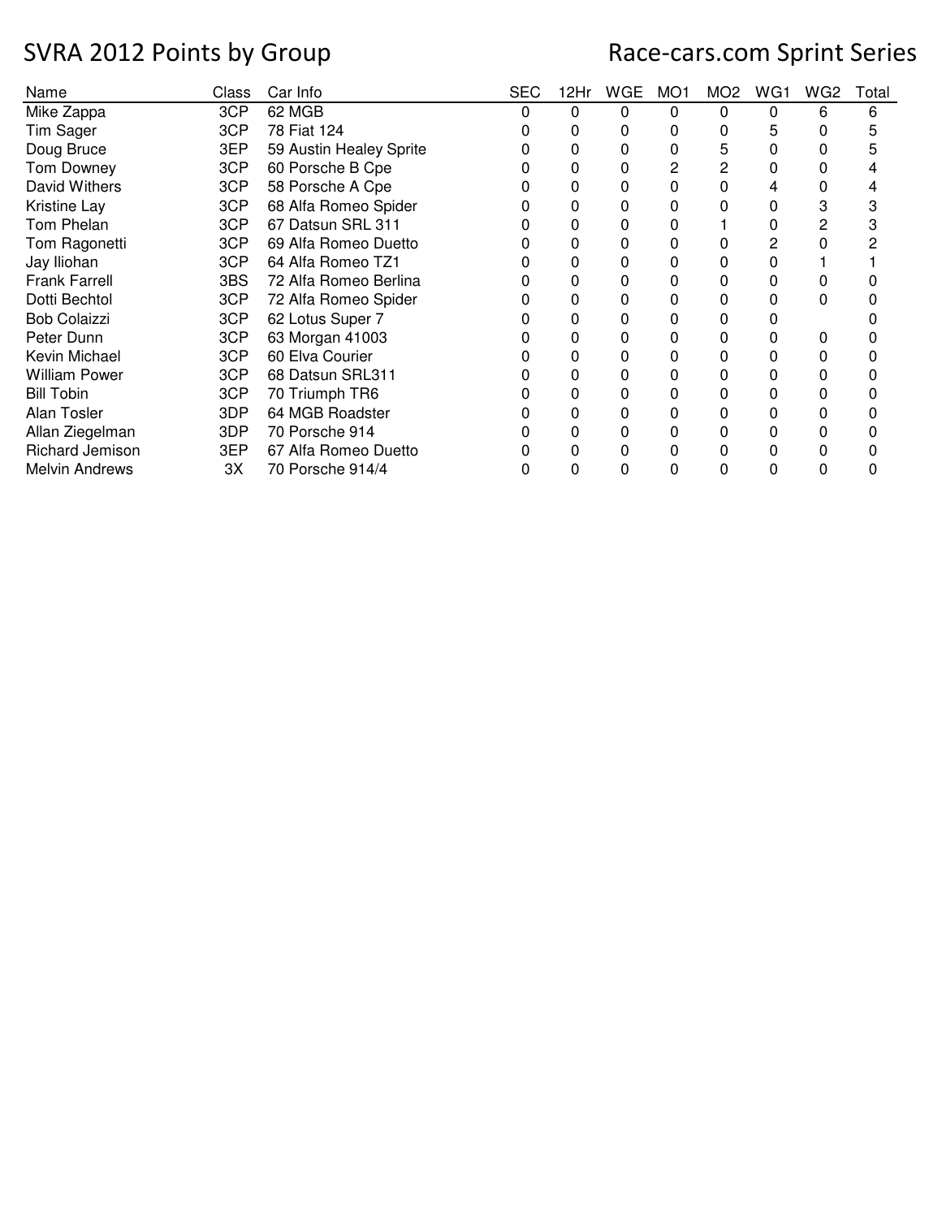# SVRA 2012 Points by Group

## Race-cars.com Sprint Series

| Name | Class | Car Info | SEC | 12Hr | WGE | MO1 | MO2 | WG1 | WG2 | Total |
|---|---|---|---|---|---|---|---|---|---|---|
| Mike Zappa | 3CP | 62 MGB | 0 | 0 | 0 | 0 | 0 | 0 | 6 | 6 |
| Tim Sager | 3CP | 78 Fiat 124 | 0 | 0 | 0 | 0 | 0 | 5 | 0 | 5 |
| Doug Bruce | 3EP | 59 Austin Healey Sprite | 0 | 0 | 0 | 0 | 5 | 0 | 0 | 5 |
| Tom Downey | 3CP | 60 Porsche B Cpe | 0 | 0 | 0 | 2 | 2 | 0 | 0 | 4 |
| David Withers | 3CP | 58 Porsche A Cpe | 0 | 0 | 0 | 0 | 0 | 4 | 0 | 4 |
| Kristine Lay | 3CP | 68 Alfa Romeo Spider | 0 | 0 | 0 | 0 | 0 | 0 | 3 | 3 |
| Tom Phelan | 3CP | 67 Datsun SRL 311 | 0 | 0 | 0 | 0 | 1 | 0 | 2 | 3 |
| Tom Ragonetti | 3CP | 69 Alfa Romeo Duetto | 0 | 0 | 0 | 0 | 0 | 2 | 0 | 2 |
| Jay Iliohan | 3CP | 64 Alfa Romeo TZ1 | 0 | 0 | 0 | 0 | 0 | 0 | 1 | 1 |
| Frank Farrell | 3BS | 72 Alfa Romeo Berlina | 0 | 0 | 0 | 0 | 0 | 0 | 0 | 0 |
| Dotti Bechtol | 3CP | 72 Alfa Romeo Spider | 0 | 0 | 0 | 0 | 0 | 0 | 0 | 0 |
| Bob Colaizzi | 3CP | 62 Lotus Super 7 | 0 | 0 | 0 | 0 | 0 | 0 | | 0 |
| Peter Dunn | 3CP | 63 Morgan 41003 | 0 | 0 | 0 | 0 | 0 | 0 | 0 | 0 |
| Kevin Michael | 3CP | 60 Elva Courier | 0 | 0 | 0 | 0 | 0 | 0 | 0 | 0 |
| William Power | 3CP | 68 Datsun SRL311 | 0 | 0 | 0 | 0 | 0 | 0 | 0 | 0 |
| Bill Tobin | 3CP | 70 Triumph TR6 | 0 | 0 | 0 | 0 | 0 | 0 | 0 | 0 |
| Alan Tosler | 3DP | 64 MGB Roadster | 0 | 0 | 0 | 0 | 0 | 0 | 0 | 0 |
| Allan Ziegelman | 3DP | 70 Porsche 914 | 0 | 0 | 0 | 0 | 0 | 0 | 0 | 0 |
| Richard Jemison | 3EP | 67 Alfa Romeo Duetto | 0 | 0 | 0 | 0 | 0 | 0 | 0 | 0 |
| Melvin Andrews | 3X | 70 Porsche 914/4 | 0 | 0 | 0 | 0 | 0 | 0 | 0 | 0 |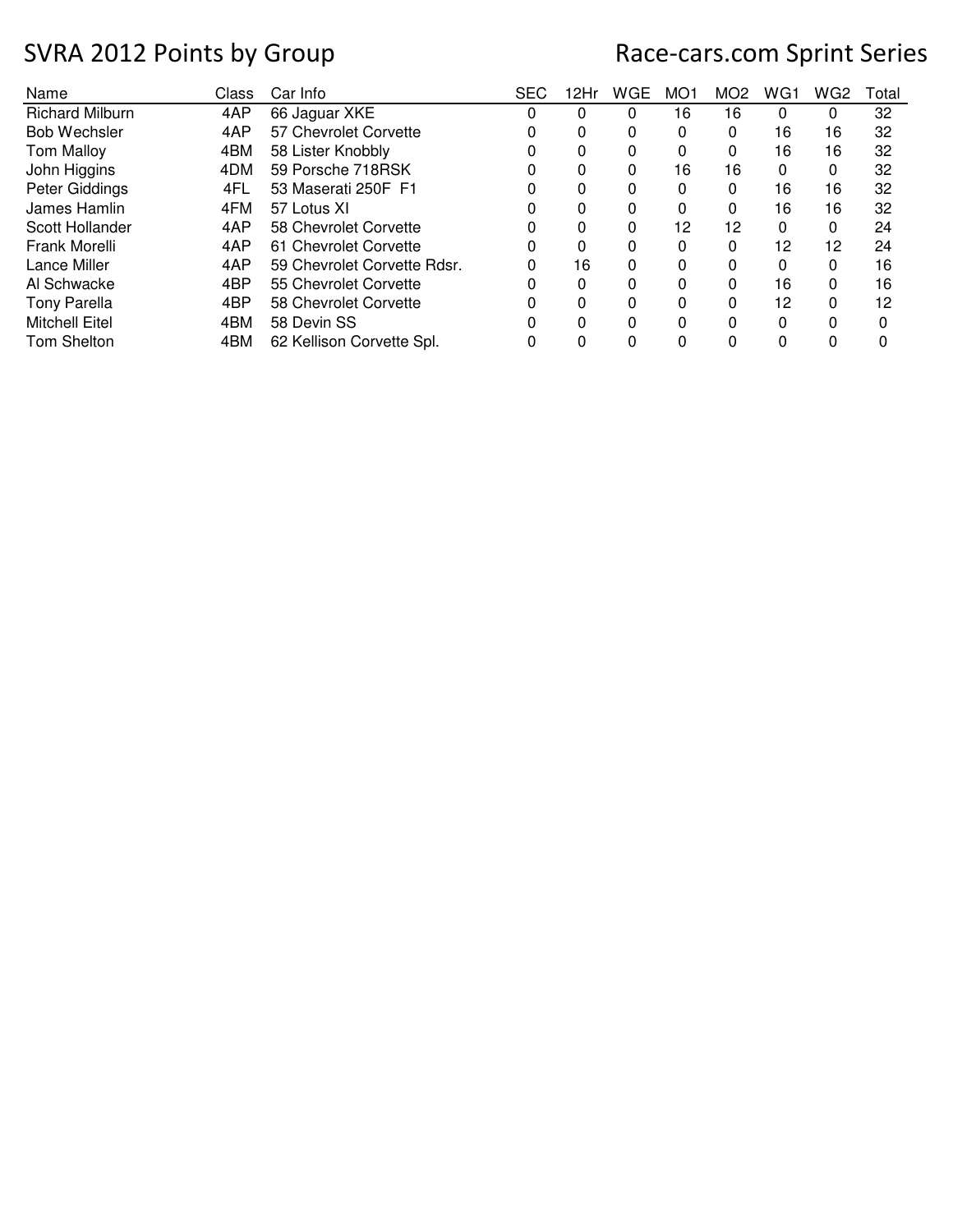# SVRA 2012 Points by Group

## Race-cars.com Sprint Series

| Name | Class | Car Info | SEC | 12Hr | WGE | MO1 | MO2 | WG1 | WG2 | Total |
|---|---|---|---|---|---|---|---|---|---|---|
| Richard Milburn | 4AP | 66 Jaguar XKE | 0 | 0 | 0 | 16 | 16 | 0 | 0 | 32 |
| Bob Wechsler | 4AP | 57 Chevrolet Corvette | 0 | 0 | 0 | 0 | 0 | 16 | 16 | 32 |
| Tom Malloy | 4BM | 58 Lister Knobbly | 0 | 0 | 0 | 0 | 0 | 16 | 16 | 32 |
| John Higgins | 4DM | 59 Porsche 718RSK | 0 | 0 | 0 | 16 | 16 | 0 | 0 | 32 |
| Peter Giddings | 4FL | 53 Maserati 250F F1 | 0 | 0 | 0 | 0 | 0 | 16 | 16 | 32 |
| James Hamlin | 4FM | 57 Lotus XI | 0 | 0 | 0 | 0 | 0 | 16 | 16 | 32 |
| Scott Hollander | 4AP | 58 Chevrolet Corvette | 0 | 0 | 0 | 12 | 12 | 0 | 0 | 24 |
| Frank Morelli | 4AP | 61 Chevrolet Corvette | 0 | 0 | 0 | 0 | 0 | 12 | 12 | 24 |
| Lance Miller | 4AP | 59 Chevrolet Corvette Rdsr. | 0 | 16 | 0 | 0 | 0 | 0 | 0 | 16 |
| Al Schwacke | 4BP | 55 Chevrolet Corvette | 0 | 0 | 0 | 0 | 0 | 16 | 0 | 16 |
| Tony Parella | 4BP | 58 Chevrolet Corvette | 0 | 0 | 0 | 0 | 0 | 12 | 0 | 12 |
| Mitchell Eitel | 4BM | 58 Devin SS | 0 | 0 | 0 | 0 | 0 | 0 | 0 | 0 |
| Tom Shelton | 4BM | 62 Kellison Corvette Spl. | 0 | 0 | 0 | 0 | 0 | 0 | 0 | 0 |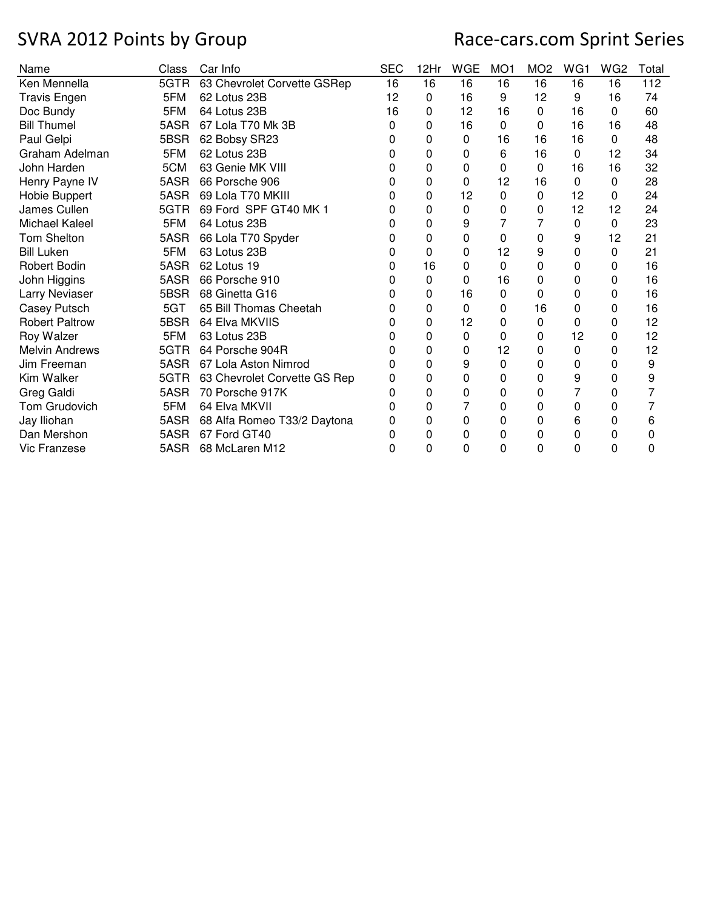# SVRA 2012 Points by Group

## Race-cars.com Sprint Series

| Name | Class | Car Info | SEC | 12Hr | WGE | MO1 | MO2 | WG1 | WG2 | Total |
|---|---|---|---|---|---|---|---|---|---|---|
| Ken Mennella | 5GTR | 63 Chevrolet Corvette GSRep | 16 | 16 | 16 | 16 | 16 | 16 | 16 | 112 |
| Travis Engen | 5FM | 62 Lotus 23B | 12 | 0 | 16 | 9 | 12 | 9 | 16 | 74 |
| Doc Bundy | 5FM | 64 Lotus 23B | 16 | 0 | 12 | 16 | 0 | 16 | 0 | 60 |
| Bill Thumel | 5ASR | 67 Lola T70 Mk 3B | 0 | 0 | 16 | 0 | 0 | 16 | 16 | 48 |
| Paul Gelpi | 5BSR | 62 Bobsy SR23 | 0 | 0 | 0 | 16 | 16 | 16 | 0 | 48 |
| Graham Adelman | 5FM | 62 Lotus 23B | 0 | 0 | 0 | 6 | 16 | 0 | 12 | 34 |
| John Harden | 5CM | 63 Genie MK VIII | 0 | 0 | 0 | 0 | 0 | 16 | 16 | 32 |
| Henry Payne IV | 5ASR | 66 Porsche 906 | 0 | 0 | 0 | 12 | 16 | 0 | 0 | 28 |
| Hobie Buppert | 5ASR | 69 Lola T70 MKIII | 0 | 0 | 12 | 0 | 0 | 12 | 0 | 24 |
| James Cullen | 5GTR | 69 Ford SPF GT40 MK 1 | 0 | 0 | 0 | 0 | 0 | 12 | 12 | 24 |
| Michael Kaleel | 5FM | 64 Lotus 23B | 0 | 0 | 9 | 7 | 7 | 0 | 0 | 23 |
| Tom Shelton | 5ASR | 66 Lola T70 Spyder | 0 | 0 | 0 | 0 | 0 | 9 | 12 | 21 |
| Bill Luken | 5FM | 63 Lotus 23B | 0 | 0 | 0 | 12 | 9 | 0 | 0 | 21 |
| Robert Bodin | 5ASR | 62 Lotus 19 | 0 | 16 | 0 | 0 | 0 | 0 | 0 | 16 |
| John Higgins | 5ASR | 66 Porsche 910 | 0 | 0 | 0 | 16 | 0 | 0 | 0 | 16 |
| Larry Neviaser | 5BSR | 68 Ginetta G16 | 0 | 0 | 16 | 0 | 0 | 0 | 0 | 16 |
| Casey Putsch | 5GT | 65 Bill Thomas Cheetah | 0 | 0 | 0 | 0 | 16 | 0 | 0 | 16 |
| Robert Paltrow | 5BSR | 64 Elva MKVIIS | 0 | 0 | 12 | 0 | 0 | 0 | 0 | 12 |
| Roy Walzer | 5FM | 63 Lotus 23B | 0 | 0 | 0 | 0 | 0 | 12 | 0 | 12 |
| Melvin Andrews | 5GTR | 64 Porsche 904R | 0 | 0 | 0 | 12 | 0 | 0 | 0 | 12 |
| Jim Freeman | 5ASR | 67 Lola Aston Nimrod | 0 | 0 | 9 | 0 | 0 | 0 | 0 | 9 |
| Kim Walker | 5GTR | 63 Chevrolet Corvette GS Rep | 0 | 0 | 0 | 0 | 0 | 9 | 0 | 9 |
| Greg Galdi | 5ASR | 70 Porsche 917K | 0 | 0 | 0 | 0 | 0 | 7 | 0 | 7 |
| Tom Grudovich | 5FM | 64 Elva MKVII | 0 | 0 | 7 | 0 | 0 | 0 | 0 | 7 |
| Jay Iliohan | 5ASR | 68 Alfa Romeo T33/2 Daytona | 0 | 0 | 0 | 0 | 0 | 6 | 0 | 6 |
| Dan Mershon | 5ASR | 67 Ford GT40 | 0 | 0 | 0 | 0 | 0 | 0 | 0 | 0 |
| Vic Franzese | 5ASR | 68 McLaren M12 | 0 | 0 | 0 | 0 | 0 | 0 | 0 | 0 |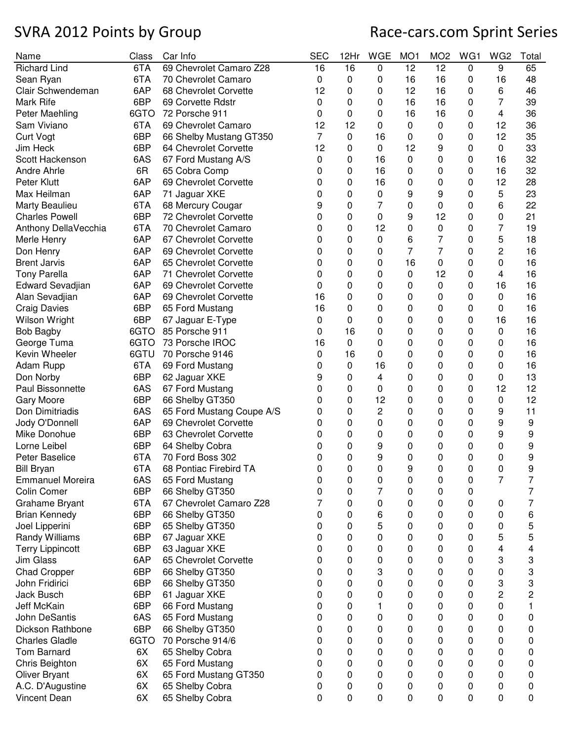# SVRA 2012 Points by Group

## Race-cars.com Sprint Series

| Name | Class | Car Info | SEC | 12Hr | WGE | MO1 | MO2 | WG1 | WG2 | Total |
|---|---|---|---|---|---|---|---|---|---|---|
| Richard Lind | 6TA | 69 Chevrolet Camaro Z28 | 16 | 16 | 0 | 12 | 12 | 0 | 9 | 65 |
| Sean Ryan | 6TA | 70 Chevrolet Camaro | 0 | 0 | 0 | 16 | 16 | 0 | 16 | 48 |
| Clair Schwendeman | 6AP | 68 Chevrolet Corvette | 12 | 0 | 0 | 12 | 16 | 0 | 6 | 46 |
| Mark Rife | 6BP | 69 Corvette Rdstr | 0 | 0 | 0 | 16 | 16 | 0 | 7 | 39 |
| Peter Maehling | 6GTO | 72 Porsche 911 | 0 | 0 | 0 | 16 | 16 | 0 | 4 | 36 |
| Sam Viviano | 6TA | 69 Chevrolet Camaro | 12 | 12 | 0 | 0 | 0 | 0 | 12 | 36 |
| Curt Vogt | 6BP | 66 Shelby Mustang GT350 | 7 | 0 | 16 | 0 | 0 | 0 | 12 | 35 |
| Jim Heck | 6BP | 64 Chevrolet Corvette | 12 | 0 | 0 | 12 | 9 | 0 | 0 | 33 |
| Scott Hackenson | 6AS | 67 Ford Mustang A/S | 0 | 0 | 16 | 0 | 0 | 0 | 16 | 32 |
| Andre Ahrle | 6R | 65 Cobra Comp | 0 | 0 | 16 | 0 | 0 | 0 | 16 | 32 |
| Peter Klutt | 6AP | 69 Chevrolet Corvette | 0 | 0 | 16 | 0 | 0 | 0 | 12 | 28 |
| Max Heilman | 6AP | 71 Jaguar XKE | 0 | 0 | 0 | 9 | 9 | 0 | 5 | 23 |
| Marty Beaulieu | 6TA | 68 Mercury Cougar | 9 | 0 | 7 | 0 | 0 | 0 | 6 | 22 |
| Charles Powell | 6BP | 72 Chevrolet Corvette | 0 | 0 | 0 | 9 | 12 | 0 | 0 | 21 |
| Anthony DellaVecchia | 6TA | 70 Chevrolet Camaro | 0 | 0 | 12 | 0 | 0 | 0 | 7 | 19 |
| Merle Henry | 6AP | 67 Chevrolet Corvette | 0 | 0 | 0 | 6 | 7 | 0 | 5 | 18 |
| Don Henry | 6AP | 69 Chevrolet Corvette | 0 | 0 | 0 | 7 | 7 | 0 | 2 | 16 |
| Brent Jarvis | 6AP | 65 Chevrolet Corvette | 0 | 0 | 0 | 16 | 0 | 0 | 0 | 16 |
| Tony Parella | 6AP | 71 Chevrolet Corvette | 0 | 0 | 0 | 0 | 12 | 0 | 4 | 16 |
| Edward Sevadjian | 6AP | 69 Chevrolet Corvette | 0 | 0 | 0 | 0 | 0 | 0 | 16 | 16 |
| Alan Sevadjian | 6AP | 69 Chevrolet Corvette | 16 | 0 | 0 | 0 | 0 | 0 | 0 | 16 |
| Craig Davies | 6BP | 65 Ford Mustang | 16 | 0 | 0 | 0 | 0 | 0 | 0 | 16 |
| Wilson Wright | 6BP | 67 Jaguar E-Type | 0 | 0 | 0 | 0 | 0 | 0 | 16 | 16 |
| Bob Bagby | 6GTO | 85 Porsche 911 | 0 | 16 | 0 | 0 | 0 | 0 | 0 | 16 |
| George Tuma | 6GTO | 73 Porsche IROC | 16 | 0 | 0 | 0 | 0 | 0 | 0 | 16 |
| Kevin Wheeler | 6GTU | 70 Porsche 9146 | 0 | 16 | 0 | 0 | 0 | 0 | 0 | 16 |
| Adam Rupp | 6TA | 69 Ford Mustang | 0 | 0 | 16 | 0 | 0 | 0 | 0 | 16 |
| Don Norby | 6BP | 62 Jaguar XKE | 9 | 0 | 4 | 0 | 0 | 0 | 0 | 13 |
| Paul Bissonnette | 6AS | 67 Ford Mustang | 0 | 0 | 0 | 0 | 0 | 0 | 12 | 12 |
| Gary Moore | 6BP | 66 Shelby GT350 | 0 | 0 | 12 | 0 | 0 | 0 | 0 | 12 |
| Don Dimitriadis | 6AS | 65 Ford Mustang Coupe A/S | 0 | 0 | 2 | 0 | 0 | 0 | 9 | 11 |
| Jody O'Donnell | 6AP | 69 Chevrolet Corvette | 0 | 0 | 0 | 0 | 0 | 0 | 9 | 9 |
| Mike Donohue | 6BP | 63 Chevrolet Corvette | 0 | 0 | 0 | 0 | 0 | 0 | 9 | 9 |
| Lorne Leibel | 6BP | 64 Shelby Cobra | 0 | 0 | 9 | 0 | 0 | 0 | 0 | 9 |
| Peter Baselice | 6TA | 70 Ford Boss 302 | 0 | 0 | 9 | 0 | 0 | 0 | 0 | 9 |
| Bill Bryan | 6TA | 68 Pontiac Firebird TA | 0 | 0 | 0 | 9 | 0 | 0 | 0 | 9 |
| Emmanuel Moreira | 6AS | 65 Ford Mustang | 0 | 0 | 0 | 0 | 0 | 0 | 7 | 7 |
| Colin Comer | 6BP | 66 Shelby GT350 | 0 | 0 | 7 | 0 | 0 | 0 | | 7 |
| Grahame Bryant | 6TA | 67 Chevrolet Camaro Z28 | 7 | 0 | 0 | 0 | 0 | 0 | 0 | 7 |
| Brian Kennedy | 6BP | 66 Shelby GT350 | 0 | 0 | 6 | 0 | 0 | 0 | 0 | 6 |
| Joel Lipperini | 6BP | 65 Shelby GT350 | 0 | 0 | 5 | 0 | 0 | 0 | 0 | 5 |
| Randy Williams | 6BP | 67 Jaguar XKE | 0 | 0 | 0 | 0 | 0 | 0 | 5 | 5 |
| Terry Lippincott | 6BP | 63 Jaguar XKE | 0 | 0 | 0 | 0 | 0 | 0 | 4 | 4 |
| Jim Glass | 6AP | 65 Chevrolet Corvette | 0 | 0 | 0 | 0 | 0 | 0 | 3 | 3 |
| Chad Cropper | 6BP | 66 Shelby GT350 | 0 | 0 | 3 | 0 | 0 | 0 | 0 | 3 |
| John Fridirici | 6BP | 66 Shelby GT350 | 0 | 0 | 0 | 0 | 0 | 0 | 3 | 3 |
| Jack Busch | 6BP | 61 Jaguar XKE | 0 | 0 | 0 | 0 | 0 | 0 | 2 | 2 |
| Jeff McKain | 6BP | 66 Ford Mustang | 0 | 0 | 1 | 0 | 0 | 0 | 0 | 1 |
| John DeSantis | 6AS | 65 Ford Mustang | 0 | 0 | 0 | 0 | 0 | 0 | 0 | 0 |
| Dickson Rathbone | 6BP | 66 Shelby GT350 | 0 | 0 | 0 | 0 | 0 | 0 | 0 | 0 |
| Charles Gladle | 6GTO | 70 Porsche 914/6 | 0 | 0 | 0 | 0 | 0 | 0 | 0 | 0 |
| Tom Barnard | 6X | 65 Shelby Cobra | 0 | 0 | 0 | 0 | 0 | 0 | 0 | 0 |
| Chris Beighton | 6X | 65 Ford Mustang | 0 | 0 | 0 | 0 | 0 | 0 | 0 | 0 |
| Oliver Bryant | 6X | 65 Ford Mustang GT350 | 0 | 0 | 0 | 0 | 0 | 0 | 0 | 0 |
| A.C. D'Augustine | 6X | 65 Shelby Cobra | 0 | 0 | 0 | 0 | 0 | 0 | 0 | 0 |
| Vincent Dean | 6X | 65 Shelby Cobra | 0 | 0 | 0 | 0 | 0 | 0 | 0 | 0 |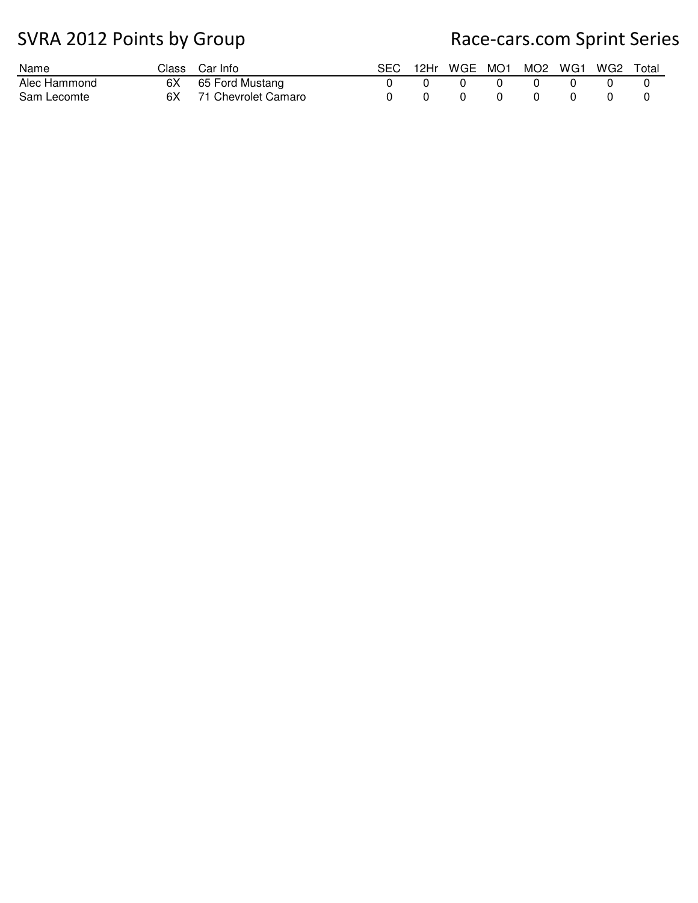# SVRA 2012 Points by Group

## Race-cars.com Sprint Series

| Name | Class | Car Info | SEC | 12Hr | WGE | MO1 | MO2 | WG1 | WG2 | Total |
|---|---|---|---|---|---|---|---|---|---|---|
| Alec Hammond | 6X | 65 Ford Mustang | 0 | 0 | 0 | 0 | 0 | 0 | 0 | 0 |
| Sam Lecomte | 6X | 71 Chevrolet Camaro | 0 | 0 | 0 | 0 | 0 | 0 | 0 | 0 |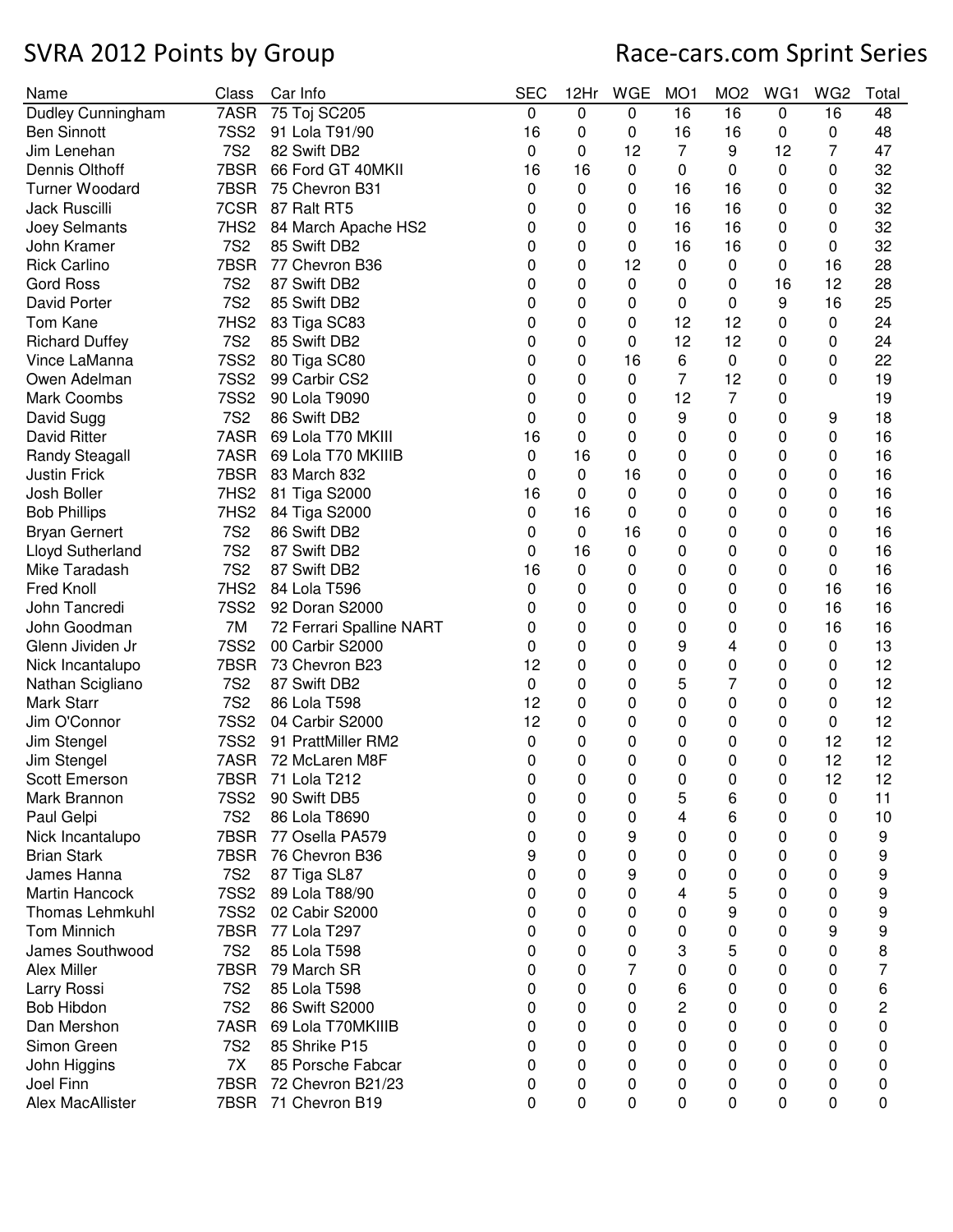# SVRA 2012 Points by Group

## Race-cars.com Sprint Series

| Name | Class | Car Info | SEC | 12Hr | WGE | MO1 | MO2 | WG1 | WG2 | Total |
|---|---|---|---|---|---|---|---|---|---|---|
| Dudley Cunningham | 7ASR | 75 Toj SC205 | 0 | 0 | 0 | 16 | 16 | 0 | 16 | 48 |
| Ben Sinnott | 7SS2 | 91 Lola T91/90 | 16 | 0 | 0 | 16 | 16 | 0 | 0 | 48 |
| Jim Lenehan | 7S2 | 82 Swift DB2 | 0 | 0 | 12 | 7 | 9 | 12 | 7 | 47 |
| Dennis Olthoff | 7BSR | 66 Ford GT 40MKII | 16 | 16 | 0 | 0 | 0 | 0 | 0 | 32 |
| Turner Woodard | 7BSR | 75 Chevron B31 | 0 | 0 | 0 | 16 | 16 | 0 | 0 | 32 |
| Jack Ruscilli | 7CSR | 87 Ralt RT5 | 0 | 0 | 0 | 16 | 16 | 0 | 0 | 32 |
| Joey Selmants | 7HS2 | 84 March Apache HS2 | 0 | 0 | 0 | 16 | 16 | 0 | 0 | 32 |
| John Kramer | 7S2 | 85 Swift DB2 | 0 | 0 | 0 | 16 | 16 | 0 | 0 | 32 |
| Rick Carlino | 7BSR | 77 Chevron B36 | 0 | 0 | 12 | 0 | 0 | 0 | 16 | 28 |
| Gord Ross | 7S2 | 87 Swift DB2 | 0 | 0 | 0 | 0 | 0 | 16 | 12 | 28 |
| David Porter | 7S2 | 85 Swift DB2 | 0 | 0 | 0 | 0 | 0 | 9 | 16 | 25 |
| Tom Kane | 7HS2 | 83 Tiga SC83 | 0 | 0 | 0 | 12 | 12 | 0 | 0 | 24 |
| Richard Duffey | 7S2 | 85 Swift DB2 | 0 | 0 | 0 | 12 | 12 | 0 | 0 | 24 |
| Vince LaManna | 7SS2 | 80 Tiga SC80 | 0 | 0 | 16 | 6 | 0 | 0 | 0 | 22 |
| Owen Adelman | 7SS2 | 99 Carbir CS2 | 0 | 0 | 0 | 7 | 12 | 0 | 0 | 19 |
| Mark Coombs | 7SS2 | 90 Lola T9090 | 0 | 0 | 0 | 12 | 7 | 0 | | 19 |
| David Sugg | 7S2 | 86 Swift DB2 | 0 | 0 | 0 | 9 | 0 | 0 | 9 | 18 |
| David Ritter | 7ASR | 69 Lola T70 MKIII | 16 | 0 | 0 | 0 | 0 | 0 | 0 | 16 |
| Randy Steagall | 7ASR | 69 Lola T70 MKIIIB | 0 | 16 | 0 | 0 | 0 | 0 | 0 | 16 |
| Justin Frick | 7BSR | 83 March 832 | 0 | 0 | 16 | 0 | 0 | 0 | 0 | 16 |
| Josh Boller | 7HS2 | 81 Tiga S2000 | 16 | 0 | 0 | 0 | 0 | 0 | 0 | 16 |
| Bob Phillips | 7HS2 | 84 Tiga S2000 | 0 | 16 | 0 | 0 | 0 | 0 | 0 | 16 |
| Bryan Gernert | 7S2 | 86 Swift DB2 | 0 | 0 | 16 | 0 | 0 | 0 | 0 | 16 |
| Lloyd Sutherland | 7S2 | 87 Swift DB2 | 0 | 16 | 0 | 0 | 0 | 0 | 0 | 16 |
| Mike Taradash | 7S2 | 87 Swift DB2 | 16 | 0 | 0 | 0 | 0 | 0 | 0 | 16 |
| Fred Knoll | 7HS2 | 84 Lola T596 | 0 | 0 | 0 | 0 | 0 | 0 | 16 | 16 |
| John Tancredi | 7SS2 | 92 Doran S2000 | 0 | 0 | 0 | 0 | 0 | 0 | 16 | 16 |
| John Goodman | 7M | 72 Ferrari Spalline NART | 0 | 0 | 0 | 0 | 0 | 0 | 16 | 16 |
| Glenn Jividen Jr | 7SS2 | 00 Carbir S2000 | 0 | 0 | 0 | 9 | 4 | 0 | 0 | 13 |
| Nick Incantalupo | 7BSR | 73 Chevron B23 | 12 | 0 | 0 | 0 | 0 | 0 | 0 | 12 |
| Nathan Scigliano | 7S2 | 87 Swift DB2 | 0 | 0 | 0 | 5 | 7 | 0 | 0 | 12 |
| Mark Starr | 7S2 | 86 Lola T598 | 12 | 0 | 0 | 0 | 0 | 0 | 0 | 12 |
| Jim O'Connor | 7SS2 | 04 Carbir S2000 | 12 | 0 | 0 | 0 | 0 | 0 | 0 | 12 |
| Jim Stengel | 7SS2 | 91 PrattMiller RM2 | 0 | 0 | 0 | 0 | 0 | 0 | 12 | 12 |
| Jim Stengel | 7ASR | 72 McLaren M8F | 0 | 0 | 0 | 0 | 0 | 0 | 12 | 12 |
| Scott Emerson | 7BSR | 71 Lola T212 | 0 | 0 | 0 | 0 | 0 | 0 | 12 | 12 |
| Mark Brannon | 7SS2 | 90 Swift DB5 | 0 | 0 | 0 | 5 | 6 | 0 | 0 | 11 |
| Paul Gelpi | 7S2 | 86 Lola T8690 | 0 | 0 | 0 | 4 | 6 | 0 | 0 | 10 |
| Nick Incantalupo | 7BSR | 77 Osella PA579 | 0 | 0 | 9 | 0 | 0 | 0 | 0 | 9 |
| Brian Stark | 7BSR | 76 Chevron B36 | 9 | 0 | 0 | 0 | 0 | 0 | 0 | 9 |
| James Hanna | 7S2 | 87 Tiga SL87 | 0 | 0 | 9 | 0 | 0 | 0 | 0 | 9 |
| Martin Hancock | 7SS2 | 89 Lola T88/90 | 0 | 0 | 0 | 4 | 5 | 0 | 0 | 9 |
| Thomas Lehmkuhl | 7SS2 | 02 Cabir S2000 | 0 | 0 | 0 | 0 | 9 | 0 | 0 | 9 |
| Tom Minnich | 7BSR | 77 Lola T297 | 0 | 0 | 0 | 0 | 0 | 0 | 9 | 9 |
| James Southwood | 7S2 | 85 Lola T598 | 0 | 0 | 0 | 3 | 5 | 0 | 0 | 8 |
| Alex Miller | 7BSR | 79 March SR | 0 | 0 | 7 | 0 | 0 | 0 | 0 | 7 |
| Larry Rossi | 7S2 | 85 Lola T598 | 0 | 0 | 0 | 6 | 0 | 0 | 0 | 6 |
| Bob Hibdon | 7S2 | 86 Swift S2000 | 0 | 0 | 0 | 2 | 0 | 0 | 0 | 2 |
| Dan Mershon | 7ASR | 69 Lola T70MKIIIB | 0 | 0 | 0 | 0 | 0 | 0 | 0 | 0 |
| Simon Green | 7S2 | 85 Shrike P15 | 0 | 0 | 0 | 0 | 0 | 0 | 0 | 0 |
| John Higgins | 7X | 85 Porsche Fabcar | 0 | 0 | 0 | 0 | 0 | 0 | 0 | 0 |
| Joel Finn | 7BSR | 72 Chevron B21/23 | 0 | 0 | 0 | 0 | 0 | 0 | 0 | 0 |
| Alex MacAllister | 7BSR | 71 Chevron B19 | 0 | 0 | 0 | 0 | 0 | 0 | 0 | 0 |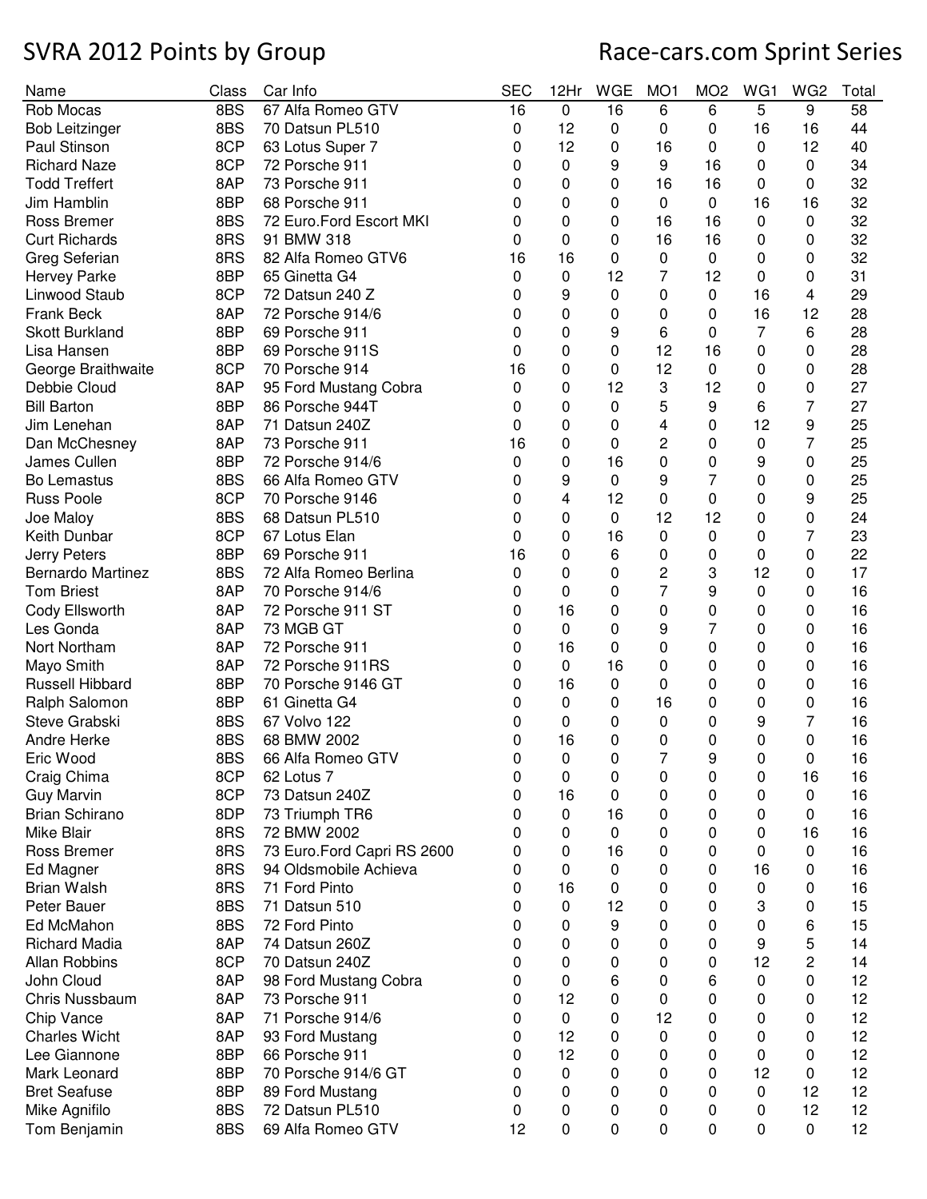# SVRA 2012 Points by Group

## Race-cars.com Sprint Series

| Name | Class | Car Info | SEC | 12Hr | WGE | MO1 | MO2 | WG1 | WG2 | Total |
|---|---|---|---|---|---|---|---|---|---|---|
| Rob Mocas | 8BS | 67 Alfa Romeo GTV | 16 | 0 | 16 | 6 | 6 | 5 | 9 | 58 |
| Bob Leitzinger | 8BS | 70 Datsun PL510 | 0 | 12 | 0 | 0 | 0 | 16 | 16 | 44 |
| Paul Stinson | 8CP | 63 Lotus Super 7 | 0 | 12 | 0 | 16 | 0 | 0 | 12 | 40 |
| Richard Naze | 8CP | 72 Porsche 911 | 0 | 0 | 9 | 9 | 16 | 0 | 0 | 34 |
| Todd Treffert | 8AP | 73 Porsche 911 | 0 | 0 | 0 | 16 | 16 | 0 | 0 | 32 |
| Jim Hamblin | 8BP | 68 Porsche 911 | 0 | 0 | 0 | 0 | 0 | 16 | 16 | 32 |
| Ross Bremer | 8BS | 72 Euro.Ford Escort MKI | 0 | 0 | 0 | 16 | 16 | 0 | 0 | 32 |
| Curt Richards | 8RS | 91 BMW 318 | 0 | 0 | 0 | 16 | 16 | 0 | 0 | 32 |
| Greg Seferian | 8RS | 82 Alfa Romeo GTV6 | 16 | 16 | 0 | 0 | 0 | 0 | 0 | 32 |
| Hervey Parke | 8BP | 65 Ginetta G4 | 0 | 0 | 12 | 7 | 12 | 0 | 0 | 31 |
| Linwood Staub | 8CP | 72 Datsun 240 Z | 0 | 9 | 0 | 0 | 0 | 16 | 4 | 29 |
| Frank Beck | 8AP | 72 Porsche 914/6 | 0 | 0 | 0 | 0 | 0 | 16 | 12 | 28 |
| Skott Burkland | 8BP | 69 Porsche 911 | 0 | 0 | 9 | 6 | 0 | 7 | 6 | 28 |
| Lisa Hansen | 8BP | 69 Porsche 911S | 0 | 0 | 0 | 12 | 16 | 0 | 0 | 28 |
| George Braithwaite | 8CP | 70 Porsche 914 | 16 | 0 | 0 | 12 | 0 | 0 | 0 | 28 |
| Debbie Cloud | 8AP | 95 Ford Mustang Cobra | 0 | 0 | 12 | 3 | 12 | 0 | 0 | 27 |
| Bill Barton | 8BP | 86 Porsche 944T | 0 | 0 | 0 | 5 | 9 | 6 | 7 | 27 |
| Jim Lenehan | 8AP | 71 Datsun 240Z | 0 | 0 | 0 | 4 | 0 | 12 | 9 | 25 |
| Dan McChesney | 8AP | 73 Porsche 911 | 16 | 0 | 0 | 2 | 0 | 0 | 7 | 25 |
| James Cullen | 8BP | 72 Porsche 914/6 | 0 | 0 | 16 | 0 | 0 | 9 | 0 | 25 |
| Bo Lemastus | 8BS | 66 Alfa Romeo GTV | 0 | 9 | 0 | 9 | 7 | 0 | 0 | 25 |
| Russ Poole | 8CP | 70 Porsche 9146 | 0 | 4 | 12 | 0 | 0 | 0 | 9 | 25 |
| Joe Maloy | 8BS | 68 Datsun PL510 | 0 | 0 | 0 | 12 | 12 | 0 | 0 | 24 |
| Keith Dunbar | 8CP | 67 Lotus Elan | 0 | 0 | 16 | 0 | 0 | 0 | 7 | 23 |
| Jerry Peters | 8BP | 69 Porsche 911 | 16 | 0 | 6 | 0 | 0 | 0 | 0 | 22 |
| Bernardo Martinez | 8BS | 72 Alfa Romeo Berlina | 0 | 0 | 0 | 2 | 3 | 12 | 0 | 17 |
| Tom Briest | 8AP | 70 Porsche 914/6 | 0 | 0 | 0 | 7 | 9 | 0 | 0 | 16 |
| Cody Ellsworth | 8AP | 72 Porsche 911 ST | 0 | 16 | 0 | 0 | 0 | 0 | 0 | 16 |
| Les Gonda | 8AP | 73 MGB GT | 0 | 0 | 0 | 9 | 7 | 0 | 0 | 16 |
| Nort Northam | 8AP | 72 Porsche 911 | 0 | 16 | 0 | 0 | 0 | 0 | 0 | 16 |
| Mayo Smith | 8AP | 72 Porsche 911RS | 0 | 0 | 16 | 0 | 0 | 0 | 0 | 16 |
| Russell Hibbard | 8BP | 70 Porsche 9146 GT | 0 | 16 | 0 | 0 | 0 | 0 | 0 | 16 |
| Ralph Salomon | 8BP | 61 Ginetta G4 | 0 | 0 | 0 | 16 | 0 | 0 | 0 | 16 |
| Steve Grabski | 8BS | 67 Volvo 122 | 0 | 0 | 0 | 0 | 0 | 9 | 7 | 16 |
| Andre Herke | 8BS | 68 BMW 2002 | 0 | 16 | 0 | 0 | 0 | 0 | 0 | 16 |
| Eric Wood | 8BS | 66 Alfa Romeo GTV | 0 | 0 | 0 | 7 | 9 | 0 | 0 | 16 |
| Craig Chima | 8CP | 62 Lotus 7 | 0 | 0 | 0 | 0 | 0 | 0 | 16 | 16 |
| Guy Marvin | 8CP | 73 Datsun 240Z | 0 | 16 | 0 | 0 | 0 | 0 | 0 | 16 |
| Brian Schirano | 8DP | 73 Triumph TR6 | 0 | 0 | 16 | 0 | 0 | 0 | 0 | 16 |
| Mike Blair | 8RS | 72 BMW 2002 | 0 | 0 | 0 | 0 | 0 | 0 | 16 | 16 |
| Ross Bremer | 8RS | 73 Euro.Ford Capri RS 2600 | 0 | 0 | 16 | 0 | 0 | 0 | 0 | 16 |
| Ed Magner | 8RS | 94 Oldsmobile Achieva | 0 | 0 | 0 | 0 | 0 | 16 | 0 | 16 |
| Brian Walsh | 8RS | 71 Ford Pinto | 0 | 16 | 0 | 0 | 0 | 0 | 0 | 16 |
| Peter Bauer | 8BS | 71 Datsun 510 | 0 | 0 | 12 | 0 | 0 | 3 | 0 | 15 |
| Ed McMahon | 8BS | 72 Ford Pinto | 0 | 0 | 9 | 0 | 0 | 0 | 6 | 15 |
| Richard Madia | 8AP | 74 Datsun 260Z | 0 | 0 | 0 | 0 | 0 | 9 | 5 | 14 |
| Allan Robbins | 8CP | 70 Datsun 240Z | 0 | 0 | 0 | 0 | 0 | 12 | 2 | 14 |
| John Cloud | 8AP | 98 Ford Mustang Cobra | 0 | 0 | 6 | 0 | 6 | 0 | 0 | 12 |
| Chris Nussbaum | 8AP | 73 Porsche 911 | 0 | 12 | 0 | 0 | 0 | 0 | 0 | 12 |
| Chip Vance | 8AP | 71 Porsche 914/6 | 0 | 0 | 0 | 12 | 0 | 0 | 0 | 12 |
| Charles Wicht | 8AP | 93 Ford Mustang | 0 | 12 | 0 | 0 | 0 | 0 | 0 | 12 |
| Lee Giannone | 8BP | 66 Porsche 911 | 0 | 12 | 0 | 0 | 0 | 0 | 0 | 12 |
| Mark Leonard | 8BP | 70 Porsche 914/6 GT | 0 | 0 | 0 | 0 | 0 | 12 | 0 | 12 |
| Bret Seafuse | 8BP | 89 Ford Mustang | 0 | 0 | 0 | 0 | 0 | 0 | 12 | 12 |
| Mike Agnifilo | 8BS | 72 Datsun PL510 | 0 | 0 | 0 | 0 | 0 | 0 | 12 | 12 |
| Tom Benjamin | 8BS | 69 Alfa Romeo GTV | 12 | 0 | 0 | 0 | 0 | 0 | 0 | 12 |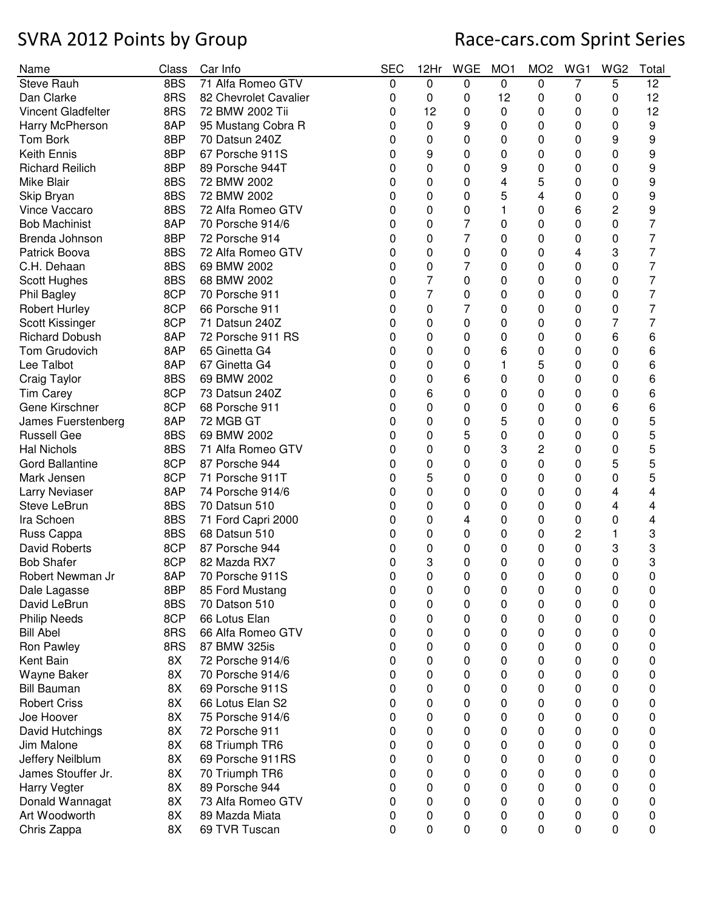# SVRA 2012 Points by Group

## Race-cars.com Sprint Series

| Name | Class | Car Info | SEC | 12Hr | WGE | MO1 | MO2 | WG1 | WG2 | Total |
|---|---|---|---|---|---|---|---|---|---|---|
| Steve Rauh | 8BS | 71 Alfa Romeo GTV | 0 | 0 | 0 | 0 | 0 | 7 | 5 | 12 |
| Dan Clarke | 8RS | 82 Chevrolet Cavalier | 0 | 0 | 0 | 12 | 0 | 0 | 0 | 12 |
| Vincent Gladfelter | 8RS | 72 BMW 2002 Tii | 0 | 12 | 0 | 0 | 0 | 0 | 0 | 12 |
| Harry McPherson | 8AP | 95 Mustang Cobra R | 0 | 0 | 9 | 0 | 0 | 0 | 0 | 9 |
| Tom Bork | 8BP | 70 Datsun 240Z | 0 | 0 | 0 | 0 | 0 | 0 | 9 | 9 |
| Keith Ennis | 8BP | 67 Porsche 911S | 0 | 9 | 0 | 0 | 0 | 0 | 0 | 9 |
| Richard Reilich | 8BP | 89 Porsche 944T | 0 | 0 | 0 | 9 | 0 | 0 | 0 | 9 |
| Mike Blair | 8BS | 72 BMW 2002 | 0 | 0 | 0 | 4 | 5 | 0 | 0 | 9 |
| Skip Bryan | 8BS | 72 BMW 2002 | 0 | 0 | 0 | 5 | 4 | 0 | 0 | 9 |
| Vince Vaccaro | 8BS | 72 Alfa Romeo GTV | 0 | 0 | 0 | 1 | 0 | 6 | 2 | 9 |
| Bob Machinist | 8AP | 70 Porsche 914/6 | 0 | 0 | 7 | 0 | 0 | 0 | 0 | 7 |
| Brenda Johnson | 8BP | 72 Porsche 914 | 0 | 0 | 7 | 0 | 0 | 0 | 0 | 7 |
| Patrick Boova | 8BS | 72 Alfa Romeo GTV | 0 | 0 | 0 | 0 | 0 | 4 | 3 | 7 |
| C.H. Dehaan | 8BS | 69 BMW 2002 | 0 | 0 | 7 | 0 | 0 | 0 | 0 | 7 |
| Scott Hughes | 8BS | 68 BMW 2002 | 0 | 7 | 0 | 0 | 0 | 0 | 0 | 7 |
| Phil Bagley | 8CP | 70 Porsche 911 | 0 | 7 | 0 | 0 | 0 | 0 | 0 | 7 |
| Robert Hurley | 8CP | 66 Porsche 911 | 0 | 0 | 7 | 0 | 0 | 0 | 0 | 7 |
| Scott Kissinger | 8CP | 71 Datsun 240Z | 0 | 0 | 0 | 0 | 0 | 0 | 7 | 7 |
| Richard Dobush | 8AP | 72 Porsche 911 RS | 0 | 0 | 0 | 0 | 0 | 0 | 6 | 6 |
| Tom Grudovich | 8AP | 65 Ginetta G4 | 0 | 0 | 0 | 6 | 0 | 0 | 0 | 6 |
| Lee Talbot | 8AP | 67 Ginetta G4 | 0 | 0 | 0 | 1 | 5 | 0 | 0 | 6 |
| Craig Taylor | 8BS | 69 BMW 2002 | 0 | 0 | 6 | 0 | 0 | 0 | 0 | 6 |
| Tim Carey | 8CP | 73 Datsun 240Z | 0 | 6 | 0 | 0 | 0 | 0 | 0 | 6 |
| Gene Kirschner | 8CP | 68 Porsche 911 | 0 | 0 | 0 | 0 | 0 | 0 | 6 | 6 |
| James Fuerstenberg | 8AP | 72 MGB GT | 0 | 0 | 0 | 5 | 0 | 0 | 0 | 5 |
| Russell Gee | 8BS | 69 BMW 2002 | 0 | 0 | 5 | 0 | 0 | 0 | 0 | 5 |
| Hal Nichols | 8BS | 71 Alfa Romeo GTV | 0 | 0 | 0 | 3 | 2 | 0 | 0 | 5 |
| Gord Ballantine | 8CP | 87 Porsche 944 | 0 | 0 | 0 | 0 | 0 | 0 | 5 | 5 |
| Mark Jensen | 8CP | 71 Porsche 911T | 0 | 5 | 0 | 0 | 0 | 0 | 0 | 5 |
| Larry Neviaser | 8AP | 74 Porsche 914/6 | 0 | 0 | 0 | 0 | 0 | 0 | 4 | 4 |
| Steve LeBrun | 8BS | 70 Datsun 510 | 0 | 0 | 0 | 0 | 0 | 0 | 4 | 4 |
| Ira Schoen | 8BS | 71 Ford Capri 2000 | 0 | 0 | 4 | 0 | 0 | 0 | 0 | 4 |
| Russ Cappa | 8BS | 68 Datsun 510 | 0 | 0 | 0 | 0 | 0 | 2 | 1 | 3 |
| David Roberts | 8CP | 87 Porsche 944 | 0 | 0 | 0 | 0 | 0 | 0 | 3 | 3 |
| Bob Shafer | 8CP | 82 Mazda RX7 | 0 | 3 | 0 | 0 | 0 | 0 | 0 | 3 |
| Robert Newman Jr | 8AP | 70 Porsche 911S | 0 | 0 | 0 | 0 | 0 | 0 | 0 | 0 |
| Dale Lagasse | 8BP | 85 Ford Mustang | 0 | 0 | 0 | 0 | 0 | 0 | 0 | 0 |
| David LeBrun | 8BS | 70 Datson 510 | 0 | 0 | 0 | 0 | 0 | 0 | 0 | 0 |
| Philip Needs | 8CP | 66 Lotus Elan | 0 | 0 | 0 | 0 | 0 | 0 | 0 | 0 |
| Bill Abel | 8RS | 66 Alfa Romeo GTV | 0 | 0 | 0 | 0 | 0 | 0 | 0 | 0 |
| Ron Pawley | 8RS | 87 BMW 325is | 0 | 0 | 0 | 0 | 0 | 0 | 0 | 0 |
| Kent Bain | 8X | 72 Porsche 914/6 | 0 | 0 | 0 | 0 | 0 | 0 | 0 | 0 |
| Wayne Baker | 8X | 70 Porsche 914/6 | 0 | 0 | 0 | 0 | 0 | 0 | 0 | 0 |
| Bill Bauman | 8X | 69 Porsche 911S | 0 | 0 | 0 | 0 | 0 | 0 | 0 | 0 |
| Robert Criss | 8X | 66 Lotus Elan S2 | 0 | 0 | 0 | 0 | 0 | 0 | 0 | 0 |
| Joe Hoover | 8X | 75 Porsche 914/6 | 0 | 0 | 0 | 0 | 0 | 0 | 0 | 0 |
| David Hutchings | 8X | 72 Porsche 911 | 0 | 0 | 0 | 0 | 0 | 0 | 0 | 0 |
| Jim Malone | 8X | 68 Triumph TR6 | 0 | 0 | 0 | 0 | 0 | 0 | 0 | 0 |
| Jeffery Neilblum | 8X | 69 Porsche 911RS | 0 | 0 | 0 | 0 | 0 | 0 | 0 | 0 |
| James Stouffer Jr. | 8X | 70 Triumph TR6 | 0 | 0 | 0 | 0 | 0 | 0 | 0 | 0 |
| Harry Vegter | 8X | 89 Porsche 944 | 0 | 0 | 0 | 0 | 0 | 0 | 0 | 0 |
| Donald Wannagat | 8X | 73 Alfa Romeo GTV | 0 | 0 | 0 | 0 | 0 | 0 | 0 | 0 |
| Art Woodworth | 8X | 89 Mazda Miata | 0 | 0 | 0 | 0 | 0 | 0 | 0 | 0 |
| Chris Zappa | 8X | 69 TVR Tuscan | 0 | 0 | 0 | 0 | 0 | 0 | 0 | 0 |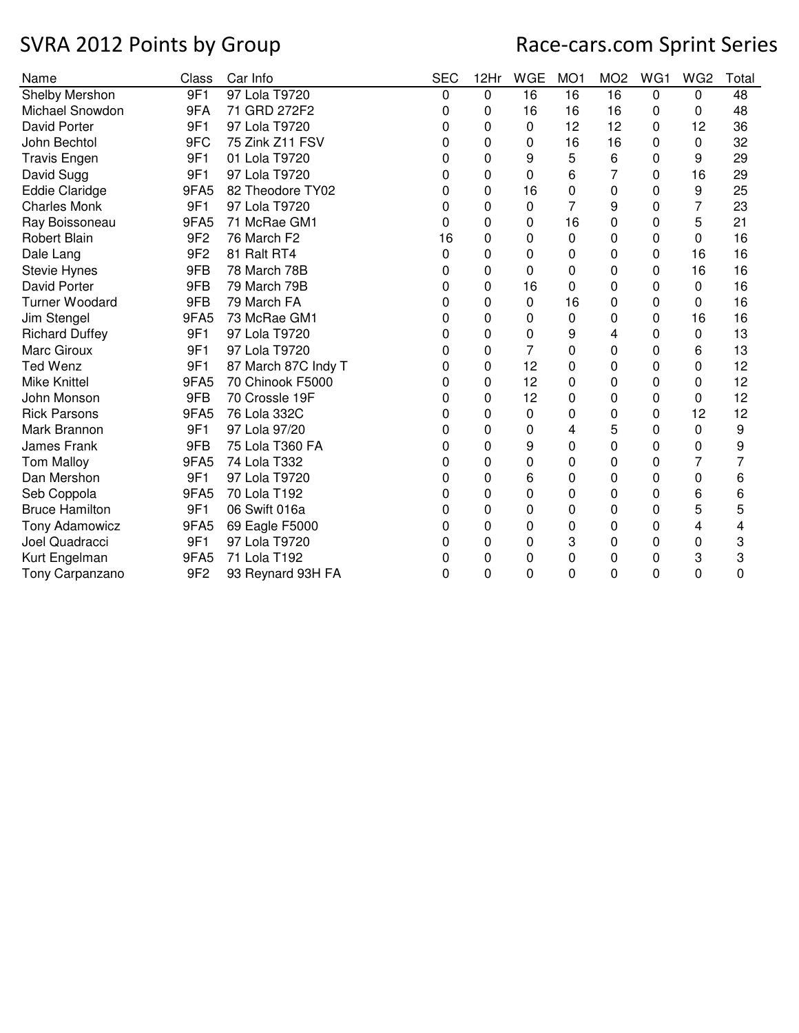# SVRA 2012 Points by Group

## Race-cars.com Sprint Series

| Name | Class | Car Info | SEC | 12Hr | WGE | MO1 | MO2 | WG1 | WG2 | Total |
|---|---|---|---|---|---|---|---|---|---|---|
| Shelby Mershon | 9F1 | 97 Lola T9720 | 0 | 0 | 16 | 16 | 16 | 0 | 0 | 48 |
| Michael Snowdon | 9FA | 71 GRD 272F2 | 0 | 0 | 16 | 16 | 16 | 0 | 0 | 48 |
| David Porter | 9F1 | 97 Lola T9720 | 0 | 0 | 0 | 12 | 12 | 0 | 12 | 36 |
| John Bechtol | 9FC | 75 Zink Z11 FSV | 0 | 0 | 0 | 16 | 16 | 0 | 0 | 32 |
| Travis Engen | 9F1 | 01 Lola T9720 | 0 | 0 | 9 | 5 | 6 | 0 | 9 | 29 |
| David Sugg | 9F1 | 97 Lola T9720 | 0 | 0 | 0 | 6 | 7 | 0 | 16 | 29 |
| Eddie Claridge | 9FA5 | 82 Theodore TY02 | 0 | 0 | 16 | 0 | 0 | 0 | 9 | 25 |
| Charles Monk | 9F1 | 97 Lola T9720 | 0 | 0 | 0 | 7 | 9 | 0 | 7 | 23 |
| Ray Boissoneau | 9FA5 | 71 McRae GM1 | 0 | 0 | 0 | 16 | 0 | 0 | 5 | 21 |
| Robert Blain | 9F2 | 76 March F2 | 16 | 0 | 0 | 0 | 0 | 0 | 0 | 16 |
| Dale Lang | 9F2 | 81 Ralt RT4 | 0 | 0 | 0 | 0 | 0 | 0 | 16 | 16 |
| Stevie Hynes | 9FB | 78 March 78B | 0 | 0 | 0 | 0 | 0 | 0 | 16 | 16 |
| David Porter | 9FB | 79 March 79B | 0 | 0 | 16 | 0 | 0 | 0 | 0 | 16 |
| Turner Woodard | 9FB | 79 March FA | 0 | 0 | 0 | 16 | 0 | 0 | 0 | 16 |
| Jim Stengel | 9FA5 | 73 McRae GM1 | 0 | 0 | 0 | 0 | 0 | 0 | 16 | 16 |
| Richard Duffey | 9F1 | 97 Lola T9720 | 0 | 0 | 0 | 9 | 4 | 0 | 0 | 13 |
| Marc Giroux | 9F1 | 97 Lola T9720 | 0 | 0 | 7 | 0 | 0 | 0 | 6 | 13 |
| Ted Wenz | 9F1 | 87 March 87C Indy T | 0 | 0 | 12 | 0 | 0 | 0 | 0 | 12 |
| Mike Knittel | 9FA5 | 70 Chinook F5000 | 0 | 0 | 12 | 0 | 0 | 0 | 0 | 12 |
| John Monson | 9FB | 70 Crossle 19F | 0 | 0 | 12 | 0 | 0 | 0 | 0 | 12 |
| Rick Parsons | 9FA5 | 76 Lola 332C | 0 | 0 | 0 | 0 | 0 | 0 | 12 | 12 |
| Mark Brannon | 9F1 | 97 Lola 97/20 | 0 | 0 | 0 | 4 | 5 | 0 | 0 | 9 |
| James Frank | 9FB | 75 Lola T360 FA | 0 | 0 | 9 | 0 | 0 | 0 | 0 | 9 |
| Tom Malloy | 9FA5 | 74 Lola T332 | 0 | 0 | 0 | 0 | 0 | 0 | 7 | 7 |
| Dan Mershon | 9F1 | 97 Lola T9720 | 0 | 0 | 6 | 0 | 0 | 0 | 0 | 6 |
| Seb Coppola | 9FA5 | 70 Lola T192 | 0 | 0 | 0 | 0 | 0 | 0 | 6 | 6 |
| Bruce Hamilton | 9F1 | 06 Swift 016a | 0 | 0 | 0 | 0 | 0 | 0 | 5 | 5 |
| Tony Adamowicz | 9FA5 | 69 Eagle F5000 | 0 | 0 | 0 | 0 | 0 | 0 | 4 | 4 |
| Joel Quadracci | 9F1 | 97 Lola T9720 | 0 | 0 | 0 | 3 | 0 | 0 | 0 | 3 |
| Kurt Engelman | 9FA5 | 71 Lola T192 | 0 | 0 | 0 | 0 | 0 | 0 | 3 | 3 |
| Tony Carpanzano | 9F2 | 93 Reynard 93H FA | 0 | 0 | 0 | 0 | 0 | 0 | 0 | 0 |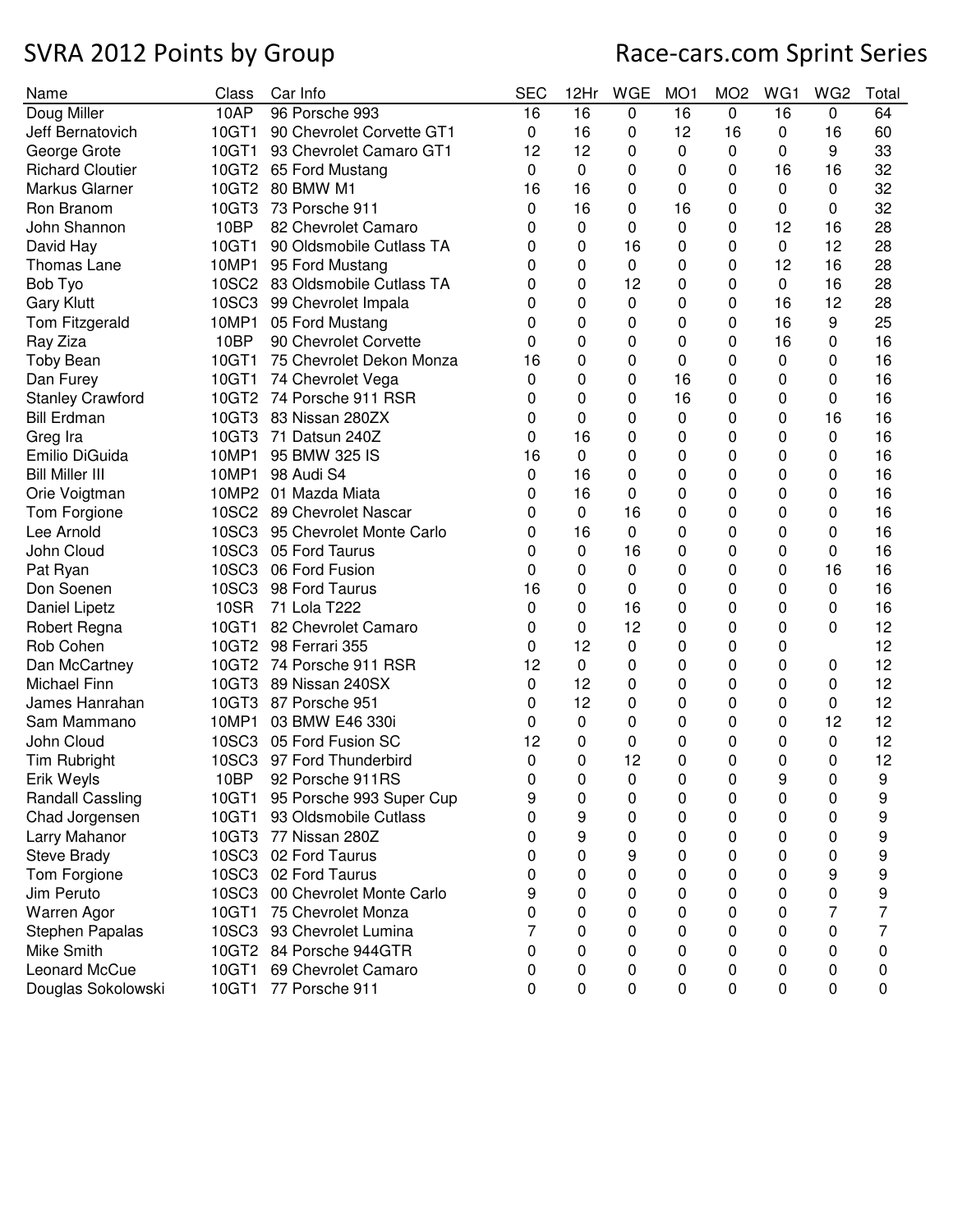# SVRA 2012 Points by Group

## Race-cars.com Sprint Series

| Name | Class | Car Info | SEC | 12Hr | WGE | MO1 | MO2 | WG1 | WG2 | Total |
|---|---|---|---|---|---|---|---|---|---|---|
| Doug Miller | 10AP | 96 Porsche 993 | 16 | 16 | 0 | 16 | 0 | 16 | 0 | 64 |
| Jeff Bernatovich | 10GT1 | 90 Chevrolet Corvette GT1 | 0 | 16 | 0 | 12 | 16 | 0 | 16 | 60 |
| George Grote | 10GT1 | 93 Chevrolet Camaro GT1 | 12 | 12 | 0 | 0 | 0 | 0 | 9 | 33 |
| Richard Cloutier | 10GT2 | 65 Ford Mustang | 0 | 0 | 0 | 0 | 0 | 16 | 16 | 32 |
| Markus Glarner | 10GT2 | 80 BMW M1 | 16 | 16 | 0 | 0 | 0 | 0 | 0 | 32 |
| Ron Branom | 10GT3 | 73 Porsche 911 | 0 | 16 | 0 | 16 | 0 | 0 | 0 | 32 |
| John Shannon | 10BP | 82 Chevrolet Camaro | 0 | 0 | 0 | 0 | 0 | 12 | 16 | 28 |
| David Hay | 10GT1 | 90 Oldsmobile Cutlass TA | 0 | 0 | 16 | 0 | 0 | 0 | 12 | 28 |
| Thomas Lane | 10MP1 | 95 Ford Mustang | 0 | 0 | 0 | 0 | 0 | 12 | 16 | 28 |
| Bob Tyo | 10SC2 | 83 Oldsmobile Cutlass TA | 0 | 0 | 12 | 0 | 0 | 0 | 16 | 28 |
| Gary Klutt | 10SC3 | 99 Chevrolet Impala | 0 | 0 | 0 | 0 | 0 | 16 | 12 | 28 |
| Tom Fitzgerald | 10MP1 | 05 Ford Mustang | 0 | 0 | 0 | 0 | 0 | 16 | 9 | 25 |
| Ray Ziza | 10BP | 90 Chevrolet Corvette | 0 | 0 | 0 | 0 | 0 | 16 | 0 | 16 |
| Toby Bean | 10GT1 | 75 Chevrolet Dekon Monza | 16 | 0 | 0 | 0 | 0 | 0 | 0 | 16 |
| Dan Furey | 10GT1 | 74 Chevrolet Vega | 0 | 0 | 0 | 16 | 0 | 0 | 0 | 16 |
| Stanley Crawford | 10GT2 | 74 Porsche 911 RSR | 0 | 0 | 0 | 16 | 0 | 0 | 0 | 16 |
| Bill Erdman | 10GT3 | 83 Nissan 280ZX | 0 | 0 | 0 | 0 | 0 | 0 | 16 | 16 |
| Greg Ira | 10GT3 | 71 Datsun 240Z | 0 | 16 | 0 | 0 | 0 | 0 | 0 | 16 |
| Emilio DiGuida | 10MP1 | 95 BMW 325 IS | 16 | 0 | 0 | 0 | 0 | 0 | 0 | 16 |
| Bill Miller III | 10MP1 | 98 Audi S4 | 0 | 16 | 0 | 0 | 0 | 0 | 0 | 16 |
| Orie Voigtman | 10MP2 | 01 Mazda Miata | 0 | 16 | 0 | 0 | 0 | 0 | 0 | 16 |
| Tom Forgione | 10SC2 | 89 Chevrolet Nascar | 0 | 0 | 16 | 0 | 0 | 0 | 0 | 16 |
| Lee Arnold | 10SC3 | 95 Chevrolet Monte Carlo | 0 | 16 | 0 | 0 | 0 | 0 | 0 | 16 |
| John Cloud | 10SC3 | 05 Ford Taurus | 0 | 0 | 16 | 0 | 0 | 0 | 0 | 16 |
| Pat Ryan | 10SC3 | 06 Ford Fusion | 0 | 0 | 0 | 0 | 0 | 0 | 16 | 16 |
| Don Soenen | 10SC3 | 98 Ford Taurus | 16 | 0 | 0 | 0 | 0 | 0 | 0 | 16 |
| Daniel Lipetz | 10SR | 71 Lola T222 | 0 | 0 | 16 | 0 | 0 | 0 | 0 | 16 |
| Robert Regna | 10GT1 | 82 Chevrolet Camaro | 0 | 0 | 12 | 0 | 0 | 0 | 0 | 12 |
| Rob Cohen | 10GT2 | 98 Ferrari 355 | 0 | 12 | 0 | 0 | 0 | 0 | | 12 |
| Dan McCartney | 10GT2 | 74 Porsche 911 RSR | 12 | 0 | 0 | 0 | 0 | 0 | 0 | 12 |
| Michael Finn | 10GT3 | 89 Nissan 240SX | 0 | 12 | 0 | 0 | 0 | 0 | 0 | 12 |
| James Hanrahan | 10GT3 | 87 Porsche 951 | 0 | 12 | 0 | 0 | 0 | 0 | 0 | 12 |
| Sam Mammano | 10MP1 | 03 BMW E46 330i | 0 | 0 | 0 | 0 | 0 | 0 | 12 | 12 |
| John Cloud | 10SC3 | 05 Ford Fusion SC | 12 | 0 | 0 | 0 | 0 | 0 | 0 | 12 |
| Tim Rubright | 10SC3 | 97 Ford Thunderbird | 0 | 0 | 12 | 0 | 0 | 0 | 0 | 12 |
| Erik Weyls | 10BP | 92 Porsche 911RS | 0 | 0 | 0 | 0 | 0 | 9 | 0 | 9 |
| Randall Cassling | 10GT1 | 95 Porsche 993 Super Cup | 9 | 0 | 0 | 0 | 0 | 0 | 0 | 9 |
| Chad Jorgensen | 10GT1 | 93 Oldsmobile Cutlass | 0 | 9 | 0 | 0 | 0 | 0 | 0 | 9 |
| Larry Mahanor | 10GT3 | 77 Nissan 280Z | 0 | 9 | 0 | 0 | 0 | 0 | 0 | 9 |
| Steve Brady | 10SC3 | 02 Ford Taurus | 0 | 0 | 9 | 0 | 0 | 0 | 0 | 9 |
| Tom Forgione | 10SC3 | 02 Ford Taurus | 0 | 0 | 0 | 0 | 0 | 0 | 9 | 9 |
| Jim Peruto | 10SC3 | 00 Chevrolet Monte Carlo | 9 | 0 | 0 | 0 | 0 | 0 | 0 | 9 |
| Warren Agor | 10GT1 | 75 Chevrolet Monza | 0 | 0 | 0 | 0 | 0 | 0 | 7 | 7 |
| Stephen Papalas | 10SC3 | 93 Chevrolet Lumina | 7 | 0 | 0 | 0 | 0 | 0 | 0 | 7 |
| Mike Smith | 10GT2 | 84 Porsche 944GTR | 0 | 0 | 0 | 0 | 0 | 0 | 0 | 0 |
| Leonard McCue | 10GT1 | 69 Chevrolet Camaro | 0 | 0 | 0 | 0 | 0 | 0 | 0 | 0 |
| Douglas Sokolowski | 10GT1 | 77 Porsche 911 | 0 | 0 | 0 | 0 | 0 | 0 | 0 | 0 |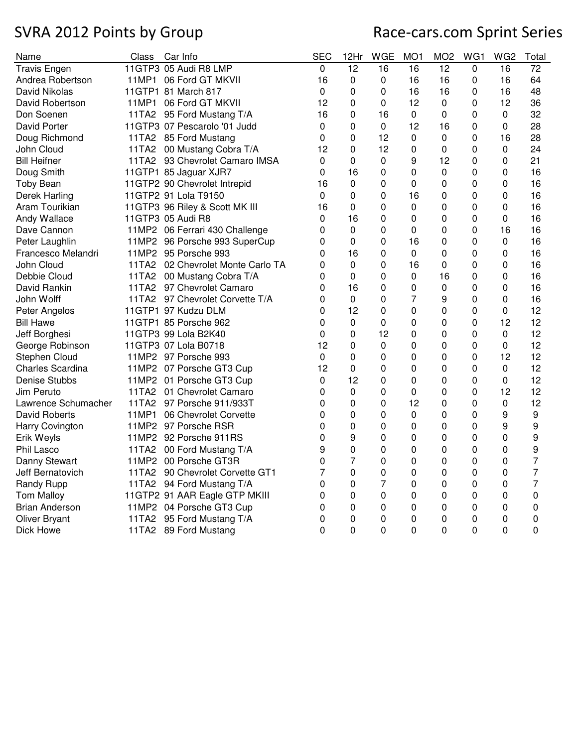# SVRA 2012 Points by Group

## Race-cars.com Sprint Series

| Name | Class | Car Info | SEC | 12Hr | WGE | MO1 | MO2 | WG1 | WG2 | Total |
|---|---|---|---|---|---|---|---|---|---|---|
| Travis Engen | 11GTP3 | 05 Audi R8 LMP | 0 | 12 | 16 | 16 | 12 | 0 | 16 | 72 |
| Andrea Robertson | 11MP1 | 06 Ford GT MKVII | 16 | 0 | 0 | 16 | 16 | 0 | 16 | 64 |
| David Nikolas | 11GTP1 | 81 March 817 | 0 | 0 | 0 | 16 | 16 | 0 | 16 | 48 |
| David Robertson | 11MP1 | 06 Ford GT MKVII | 12 | 0 | 0 | 12 | 0 | 0 | 12 | 36 |
| Don Soenen | 11TA2 | 95 Ford Mustang T/A | 16 | 0 | 16 | 0 | 0 | 0 | 0 | 32 |
| David Porter | 11GTP3 | 07 Pescarolo '01 Judd | 0 | 0 | 0 | 12 | 16 | 0 | 0 | 28 |
| Doug Richmond | 11TA2 | 85 Ford Mustang | 0 | 0 | 12 | 0 | 0 | 0 | 16 | 28 |
| John Cloud | 11TA2 | 00 Mustang Cobra T/A | 12 | 0 | 12 | 0 | 0 | 0 | 0 | 24 |
| Bill Heifner | 11TA2 | 93 Chevrolet Camaro IMSA | 0 | 0 | 0 | 9 | 12 | 0 | 0 | 21 |
| Doug Smith | 11GTP1 | 85 Jaguar XJR7 | 0 | 16 | 0 | 0 | 0 | 0 | 0 | 16 |
| Toby Bean | 11GTP2 | 90 Chevrolet Intrepid | 16 | 0 | 0 | 0 | 0 | 0 | 0 | 16 |
| Derek Harling | 11GTP2 | 91 Lola T9150 | 0 | 0 | 0 | 16 | 0 | 0 | 0 | 16 |
| Aram Tourikian | 11GTP3 | 96 Riley & Scott MK III | 16 | 0 | 0 | 0 | 0 | 0 | 0 | 16 |
| Andy Wallace | 11GTP3 | 05 Audi R8 | 0 | 16 | 0 | 0 | 0 | 0 | 0 | 16 |
| Dave Cannon | 11MP2 | 06 Ferrari 430 Challenge | 0 | 0 | 0 | 0 | 0 | 0 | 16 | 16 |
| Peter Laughlin | 11MP2 | 96 Porsche 993 SuperCup | 0 | 0 | 0 | 16 | 0 | 0 | 0 | 16 |
| Francesco Melandri | 11MP2 | 95 Porsche 993 | 0 | 16 | 0 | 0 | 0 | 0 | 0 | 16 |
| John Cloud | 11TA2 | 02 Chevrolet Monte Carlo TA | 0 | 0 | 0 | 16 | 0 | 0 | 0 | 16 |
| Debbie Cloud | 11TA2 | 00 Mustang Cobra T/A | 0 | 0 | 0 | 0 | 16 | 0 | 0 | 16 |
| David Rankin | 11TA2 | 97 Chevrolet Camaro | 0 | 16 | 0 | 0 | 0 | 0 | 0 | 16 |
| John Wolff | 11TA2 | 97 Chevrolet Corvette T/A | 0 | 0 | 0 | 7 | 9 | 0 | 0 | 16 |
| Peter Angelos | 11GTP1 | 97 Kudzu DLM | 0 | 12 | 0 | 0 | 0 | 0 | 0 | 12 |
| Bill Hawe | 11GTP1 | 85 Porsche 962 | 0 | 0 | 0 | 0 | 0 | 0 | 12 | 12 |
| Jeff Borghesi | 11GTP3 | 99 Lola B2K40 | 0 | 0 | 12 | 0 | 0 | 0 | 0 | 12 |
| George Robinson | 11GTP3 | 07 Lola B0718 | 12 | 0 | 0 | 0 | 0 | 0 | 0 | 12 |
| Stephen Cloud | 11MP2 | 97 Porsche 993 | 0 | 0 | 0 | 0 | 0 | 0 | 12 | 12 |
| Charles Scardina | 11MP2 | 07 Porsche GT3 Cup | 12 | 0 | 0 | 0 | 0 | 0 | 0 | 12 |
| Denise Stubbs | 11MP2 | 01 Porsche GT3 Cup | 0 | 12 | 0 | 0 | 0 | 0 | 0 | 12 |
| Jim Peruto | 11TA2 | 01 Chevrolet Camaro | 0 | 0 | 0 | 0 | 0 | 0 | 12 | 12 |
| Lawrence Schumacher | 11TA2 | 97 Porsche 911/933T | 0 | 0 | 0 | 12 | 0 | 0 | 0 | 12 |
| David Roberts | 11MP1 | 06 Chevrolet Corvette | 0 | 0 | 0 | 0 | 0 | 0 | 9 | 9 |
| Harry Covington | 11MP2 | 97 Porsche RSR | 0 | 0 | 0 | 0 | 0 | 0 | 9 | 9 |
| Erik Weyls | 11MP2 | 92 Porsche 911RS | 0 | 9 | 0 | 0 | 0 | 0 | 0 | 9 |
| Phil Lasco | 11TA2 | 00 Ford Mustang T/A | 9 | 0 | 0 | 0 | 0 | 0 | 0 | 9 |
| Danny Stewart | 11MP2 | 00 Porsche GT3R | 0 | 7 | 0 | 0 | 0 | 0 | 0 | 7 |
| Jeff Bernatovich | 11TA2 | 90 Chevrolet Corvette GT1 | 7 | 0 | 0 | 0 | 0 | 0 | 0 | 7 |
| Randy Rupp | 11TA2 | 94 Ford Mustang T/A | 0 | 0 | 7 | 0 | 0 | 0 | 0 | 7 |
| Tom Malloy | 11GTP2 | 91 AAR Eagle GTP MKIII | 0 | 0 | 0 | 0 | 0 | 0 | 0 | 0 |
| Brian Anderson | 11MP2 | 04 Porsche GT3 Cup | 0 | 0 | 0 | 0 | 0 | 0 | 0 | 0 |
| Oliver Bryant | 11TA2 | 95 Ford Mustang T/A | 0 | 0 | 0 | 0 | 0 | 0 | 0 | 0 |
| Dick Howe | 11TA2 | 89 Ford Mustang | 0 | 0 | 0 | 0 | 0 | 0 | 0 | 0 |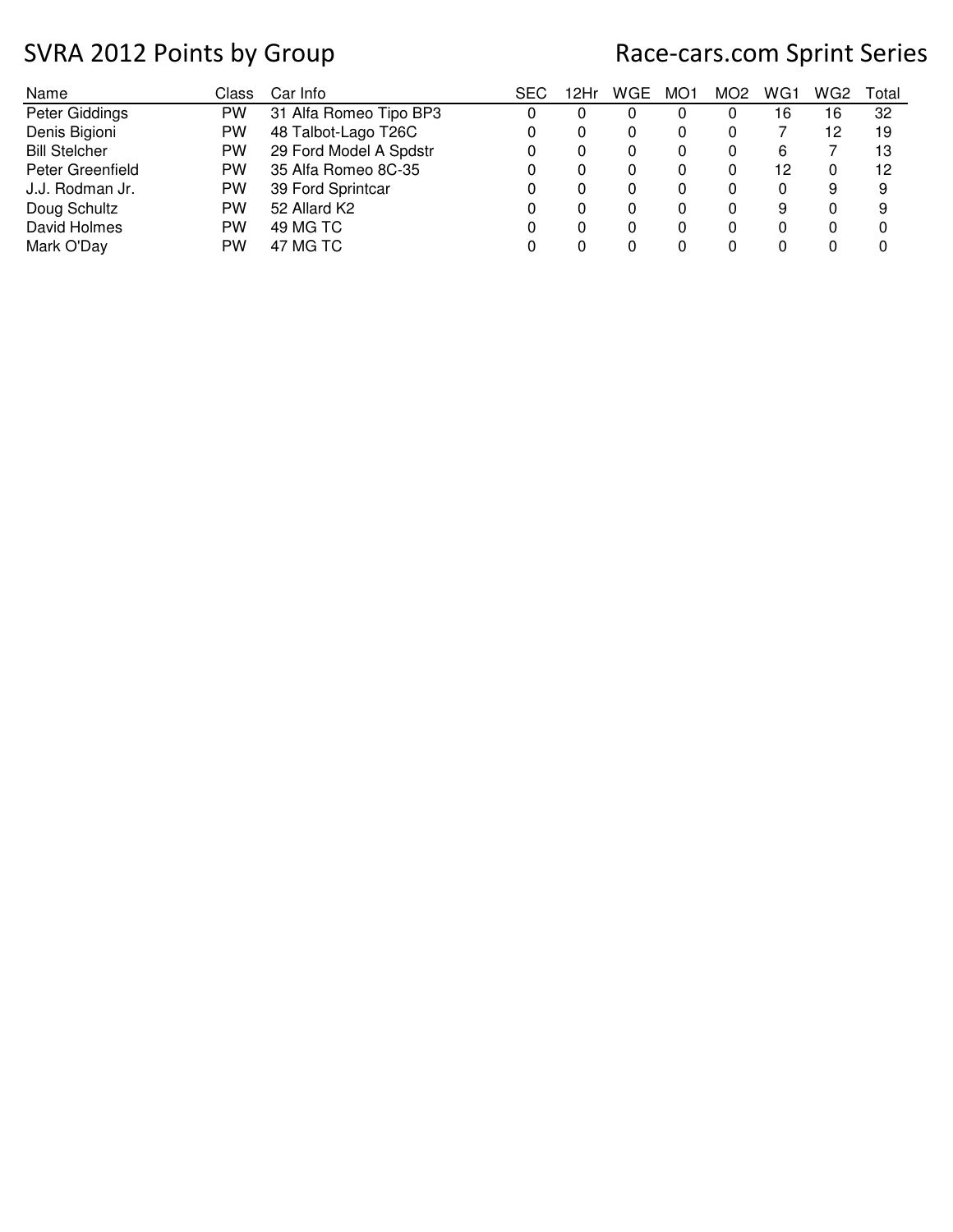# SVRA 2012 Points by Group

## Race-cars.com Sprint Series

| Name | Class | Car Info | SEC | 12Hr | WGE | MO1 | MO2 | WG1 | WG2 | Total |
|---|---|---|---|---|---|---|---|---|---|---|
| Peter Giddings | PW | 31 Alfa Romeo Tipo BP3 | 0 | 0 | 0 | 0 | 0 | 16 | 16 | 32 |
| Denis Bigioni | PW | 48 Talbot-Lago T26C | 0 | 0 | 0 | 0 | 0 | 7 | 12 | 19 |
| Bill Stelcher | PW | 29 Ford Model A Spdstr | 0 | 0 | 0 | 0 | 0 | 6 | 7 | 13 |
| Peter Greenfield | PW | 35 Alfa Romeo 8C-35 | 0 | 0 | 0 | 0 | 0 | 12 | 0 | 12 |
| J.J. Rodman Jr. | PW | 39 Ford Sprintcar | 0 | 0 | 0 | 0 | 0 | 0 | 9 | 9 |
| Doug Schultz | PW | 52 Allard K2 | 0 | 0 | 0 | 0 | 0 | 9 | 0 | 9 |
| David Holmes | PW | 49 MG TC | 0 | 0 | 0 | 0 | 0 | 0 | 0 | 0 |
| Mark O'Day | PW | 47 MG TC | 0 | 0 | 0 | 0 | 0 | 0 | 0 | 0 |